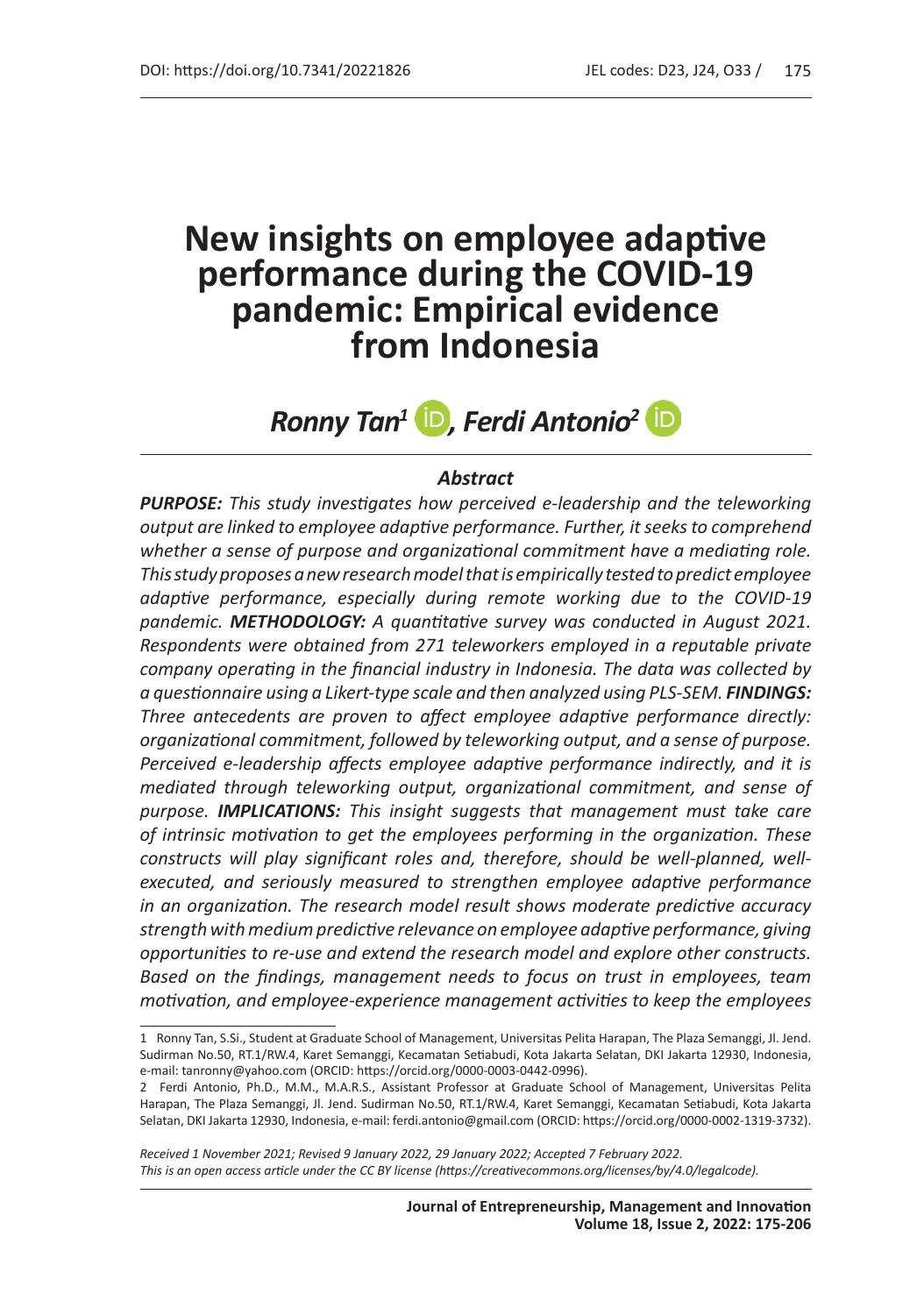DOI: https://doi.org/10.7341/20221826 JEL codes: D23, J24, O33

# New insights on employee adaptive performance during the COVID-19 pandemic: Empirical evidence from Indonesia

***Ronny Tan[1], Ferdi Antonio[2]***

### *Abstract*

***PURPOSE:*** *This study investigates how perceived e-leadership and the teleworking output are linked to employee adaptive performance. Further, it seeks to comprehend whether a sense of purpose and organizational commitment have a mediating role. This study proposes a new research model that is empirically tested to predict employee adaptive performance, especially during remote working due to the COVID-19 pandemic.* ***METHODOLOGY:*** *A quantitative survey was conducted in August 2021. Respondents were obtained from 271 teleworkers employed in a reputable private company operating in the financial industry in Indonesia. The data was collected by a questionnaire using a Likert-type scale and then analyzed using PLS-SEM.* ***FINDINGS:*** *Three antecedents are proven to affect employee adaptive performance directly: organizational commitment, followed by teleworking output, and a sense of purpose. Perceived e-leadership affects employee adaptive performance indirectly, and it is mediated through teleworking output, organizational commitment, and sense of purpose.* ***IMPLICATIONS:*** *This insight suggests that management must take care of intrinsic motivation to get the employees performing in the organization. These constructs will play significant roles and, therefore, should be well-planned, well-executed, and seriously measured to strengthen employee adaptive performance in an organization. The research model result shows moderate predictive accuracy strength with medium predictive relevance on employee adaptive performance, giving opportunities to re-use and extend the research model and explore other constructs. Based on the findings, management needs to focus on trust in employees, team motivation, and employee-experience management activities to keep the employees*

---

1 Ronny Tan, S.Si., Student at Graduate School of Management, Universitas Pelita Harapan, The Plaza Semanggi, Jl. Jend. Sudirman No.50, RT.1/RW.4, Karet Semanggi, Kecamatan Setiabudi, Kota Jakarta Selatan, DKI Jakarta 12930, Indonesia, e-mail: tanronny@yahoo.com (ORCID: https://orcid.org/0000-0003-0442-0996).

2 Ferdi Antonio, Ph.D., M.M., M.A.R.S., Assistant Professor at Graduate School of Management, Universitas Pelita Harapan, The Plaza Semanggi, Jl. Jend. Sudirman No.50, RT.1/RW.4, Karet Semanggi, Kecamatan Setiabudi, Kota Jakarta Selatan, DKI Jakarta 12930, Indonesia, e-mail: ferdi.antonio@gmail.com (ORCID: https://orcid.org/0000-0002-1319-3732).

*Received 1 November 2021; Revised 9 January 2022, 29 January 2022; Accepted 7 February 2022.*
*This is an open access article under the CC BY license (https://creativecommons.org/licenses/by/4.0/legalcode).*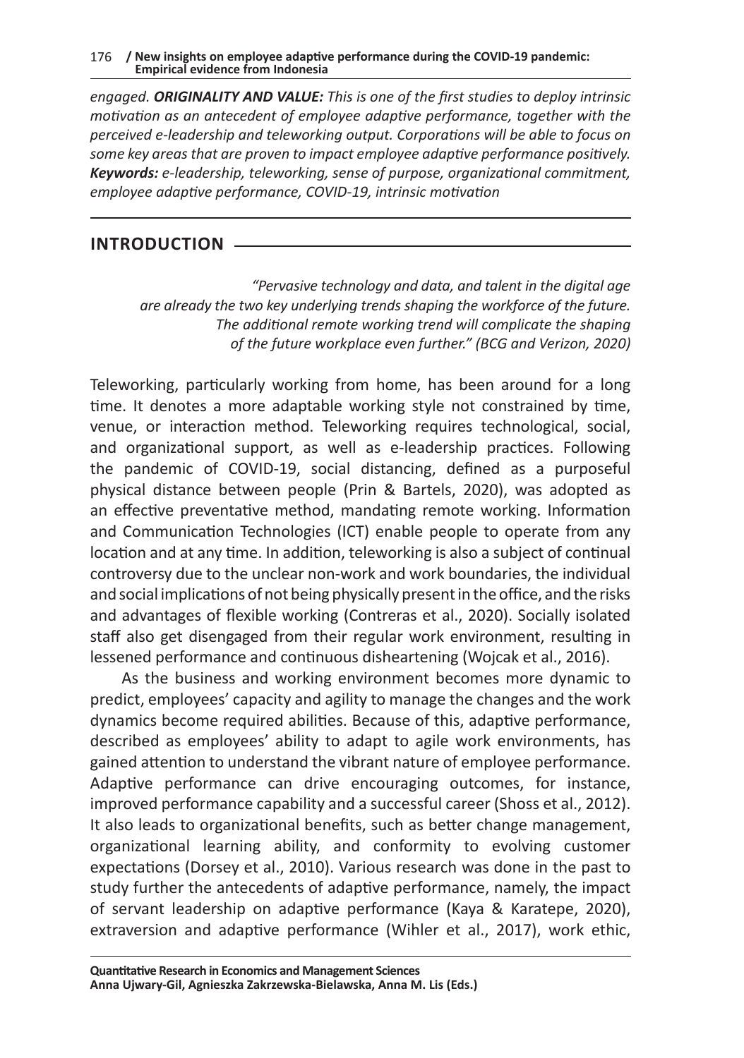*engaged.* ***ORIGINALITY AND VALUE:*** *This is one of the first studies to deploy intrinsic motivation as an antecedent of employee adaptive performance, together with the perceived e-leadership and teleworking output. Corporations will be able to focus on some key areas that are proven to impact employee adaptive performance positively.*
***Keywords:*** *e-leadership, teleworking, sense of purpose, organizational commitment, employee adaptive performance, COVID-19, intrinsic motivation*

## INTRODUCTION

> *"Pervasive technology and data, and talent in the digital age are already the two key underlying trends shaping the workforce of the future. The additional remote working trend will complicate the shaping of the future workplace even further." (BCG and Verizon, 2020)*

Teleworking, particularly working from home, has been around for a long time. It denotes a more adaptable working style not constrained by time, venue, or interaction method. Teleworking requires technological, social, and organizational support, as well as e-leadership practices. Following the pandemic of COVID-19, social distancing, defined as a purposeful physical distance between people (Prin & Bartels, 2020), was adopted as an effective preventative method, mandating remote working. Information and Communication Technologies (ICT) enable people to operate from any location and at any time. In addition, teleworking is also a subject of continual controversy due to the unclear non-work and work boundaries, the individual and social implications of not being physically present in the office, and the risks and advantages of flexible working (Contreras et al., 2020). Socially isolated staff also get disengaged from their regular work environment, resulting in lessened performance and continuous disheartening (Wojcak et al., 2016).

As the business and working environment becomes more dynamic to predict, employees' capacity and agility to manage the changes and the work dynamics become required abilities. Because of this, adaptive performance, described as employees' ability to adapt to agile work environments, has gained attention to understand the vibrant nature of employee performance. Adaptive performance can drive encouraging outcomes, for instance, improved performance capability and a successful career (Shoss et al., 2012). It also leads to organizational benefits, such as better change management, organizational learning ability, and conformity to evolving customer expectations (Dorsey et al., 2010). Various research was done in the past to study further the antecedents of adaptive performance, namely, the impact of servant leadership on adaptive performance (Kaya & Karatepe, 2020), extraversion and adaptive performance (Wihler et al., 2017), work ethic,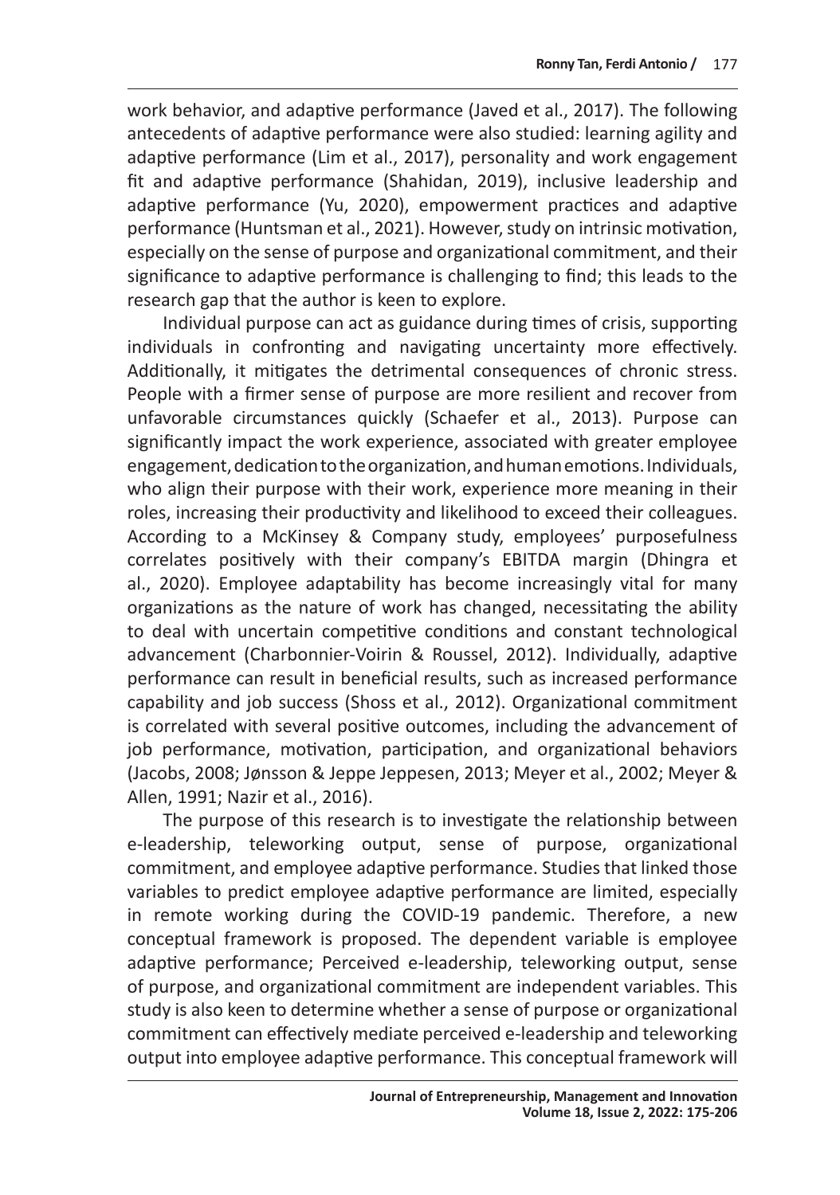work behavior, and adaptive performance (Javed et al., 2017). The following antecedents of adaptive performance were also studied: learning agility and adaptive performance (Lim et al., 2017), personality and work engagement fit and adaptive performance (Shahidan, 2019), inclusive leadership and adaptive performance (Yu, 2020), empowerment practices and adaptive performance (Huntsman et al., 2021). However, study on intrinsic motivation, especially on the sense of purpose and organizational commitment, and their significance to adaptive performance is challenging to find; this leads to the research gap that the author is keen to explore.

Individual purpose can act as guidance during times of crisis, supporting individuals in confronting and navigating uncertainty more effectively. Additionally, it mitigates the detrimental consequences of chronic stress. People with a firmer sense of purpose are more resilient and recover from unfavorable circumstances quickly (Schaefer et al., 2013). Purpose can significantly impact the work experience, associated with greater employee engagement, dedication to the organization, and human emotions. Individuals, who align their purpose with their work, experience more meaning in their roles, increasing their productivity and likelihood to exceed their colleagues. According to a McKinsey & Company study, employees' purposefulness correlates positively with their company's EBITDA margin (Dhingra et al., 2020). Employee adaptability has become increasingly vital for many organizations as the nature of work has changed, necessitating the ability to deal with uncertain competitive conditions and constant technological advancement (Charbonnier-Voirin & Roussel, 2012). Individually, adaptive performance can result in beneficial results, such as increased performance capability and job success (Shoss et al., 2012). Organizational commitment is correlated with several positive outcomes, including the advancement of job performance, motivation, participation, and organizational behaviors (Jacobs, 2008; Jønsson & Jeppe Jeppesen, 2013; Meyer et al., 2002; Meyer & Allen, 1991; Nazir et al., 2016).

The purpose of this research is to investigate the relationship between e-leadership, teleworking output, sense of purpose, organizational commitment, and employee adaptive performance. Studies that linked those variables to predict employee adaptive performance are limited, especially in remote working during the COVID-19 pandemic. Therefore, a new conceptual framework is proposed. The dependent variable is employee adaptive performance; Perceived e-leadership, teleworking output, sense of purpose, and organizational commitment are independent variables. This study is also keen to determine whether a sense of purpose or organizational commitment can effectively mediate perceived e-leadership and teleworking output into employee adaptive performance. This conceptual framework will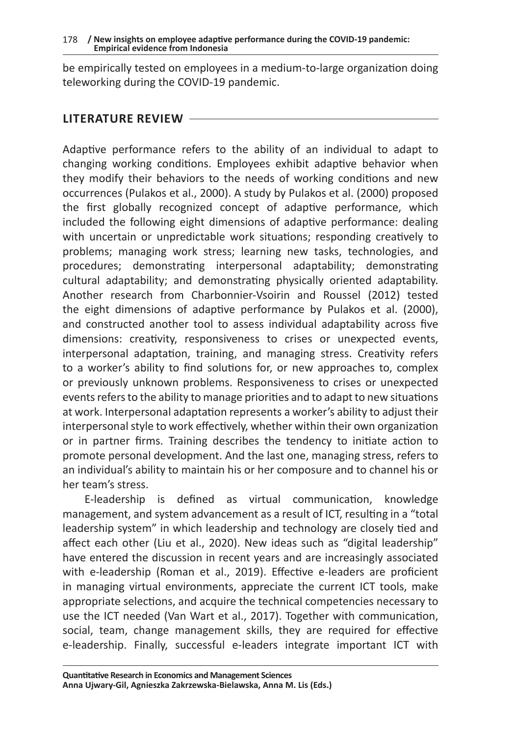be empirically tested on employees in a medium-to-large organization doing teleworking during the COVID-19 pandemic.

## LITERATURE REVIEW

Adaptive performance refers to the ability of an individual to adapt to changing working conditions. Employees exhibit adaptive behavior when they modify their behaviors to the needs of working conditions and new occurrences (Pulakos et al., 2000). A study by Pulakos et al. (2000) proposed the first globally recognized concept of adaptive performance, which included the following eight dimensions of adaptive performance: dealing with uncertain or unpredictable work situations; responding creatively to problems; managing work stress; learning new tasks, technologies, and procedures; demonstrating interpersonal adaptability; demonstrating cultural adaptability; and demonstrating physically oriented adaptability. Another research from Charbonnier-Vsoirin and Roussel (2012) tested the eight dimensions of adaptive performance by Pulakos et al. (2000), and constructed another tool to assess individual adaptability across five dimensions: creativity, responsiveness to crises or unexpected events, interpersonal adaptation, training, and managing stress. Creativity refers to a worker's ability to find solutions for, or new approaches to, complex or previously unknown problems. Responsiveness to crises or unexpected events refers to the ability to manage priorities and to adapt to new situations at work. Interpersonal adaptation represents a worker's ability to adjust their interpersonal style to work effectively, whether within their own organization or in partner firms. Training describes the tendency to initiate action to promote personal development. And the last one, managing stress, refers to an individual's ability to maintain his or her composure and to channel his or her team's stress.

E-leadership is defined as virtual communication, knowledge management, and system advancement as a result of ICT, resulting in a "total leadership system" in which leadership and technology are closely tied and affect each other (Liu et al., 2020). New ideas such as "digital leadership" have entered the discussion in recent years and are increasingly associated with e-leadership (Roman et al., 2019). Effective e-leaders are proficient in managing virtual environments, appreciate the current ICT tools, make appropriate selections, and acquire the technical competencies necessary to use the ICT needed (Van Wart et al., 2017). Together with communication, social, team, change management skills, they are required for effective e-leadership. Finally, successful e-leaders integrate important ICT with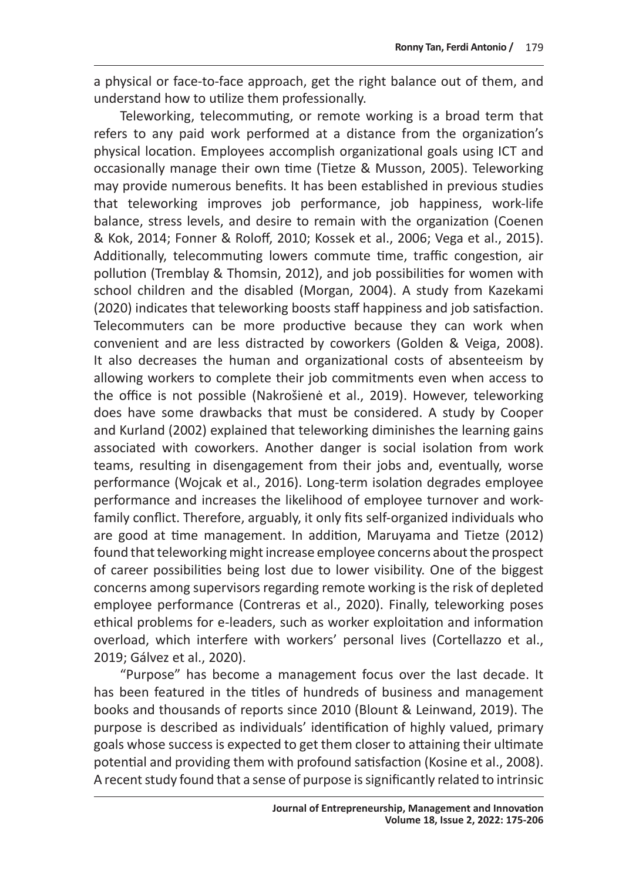a physical or face-to-face approach, get the right balance out of them, and understand how to utilize them professionally.

Teleworking, telecommuting, or remote working is a broad term that refers to any paid work performed at a distance from the organization's physical location. Employees accomplish organizational goals using ICT and occasionally manage their own time (Tietze & Musson, 2005). Teleworking may provide numerous benefits. It has been established in previous studies that teleworking improves job performance, job happiness, work-life balance, stress levels, and desire to remain with the organization (Coenen & Kok, 2014; Fonner & Roloff, 2010; Kossek et al., 2006; Vega et al., 2015). Additionally, telecommuting lowers commute time, traffic congestion, air pollution (Tremblay & Thomsin, 2012), and job possibilities for women with school children and the disabled (Morgan, 2004). A study from Kazekami (2020) indicates that teleworking boosts staff happiness and job satisfaction. Telecommuters can be more productive because they can work when convenient and are less distracted by coworkers (Golden & Veiga, 2008). It also decreases the human and organizational costs of absenteeism by allowing workers to complete their job commitments even when access to the office is not possible (Nakrošienė et al., 2019). However, teleworking does have some drawbacks that must be considered. A study by Cooper and Kurland (2002) explained that teleworking diminishes the learning gains associated with coworkers. Another danger is social isolation from work teams, resulting in disengagement from their jobs and, eventually, worse performance (Wojcak et al., 2016). Long-term isolation degrades employee performance and increases the likelihood of employee turnover and work-family conflict. Therefore, arguably, it only fits self-organized individuals who are good at time management. In addition, Maruyama and Tietze (2012) found that teleworking might increase employee concerns about the prospect of career possibilities being lost due to lower visibility. One of the biggest concerns among supervisors regarding remote working is the risk of depleted employee performance (Contreras et al., 2020). Finally, teleworking poses ethical problems for e-leaders, such as worker exploitation and information overload, which interfere with workers' personal lives (Cortellazzo et al., 2019; Gálvez et al., 2020).

"Purpose" has become a management focus over the last decade. It has been featured in the titles of hundreds of business and management books and thousands of reports since 2010 (Blount & Leinwand, 2019). The purpose is described as individuals' identification of highly valued, primary goals whose success is expected to get them closer to attaining their ultimate potential and providing them with profound satisfaction (Kosine et al., 2008). A recent study found that a sense of purpose is significantly related to intrinsic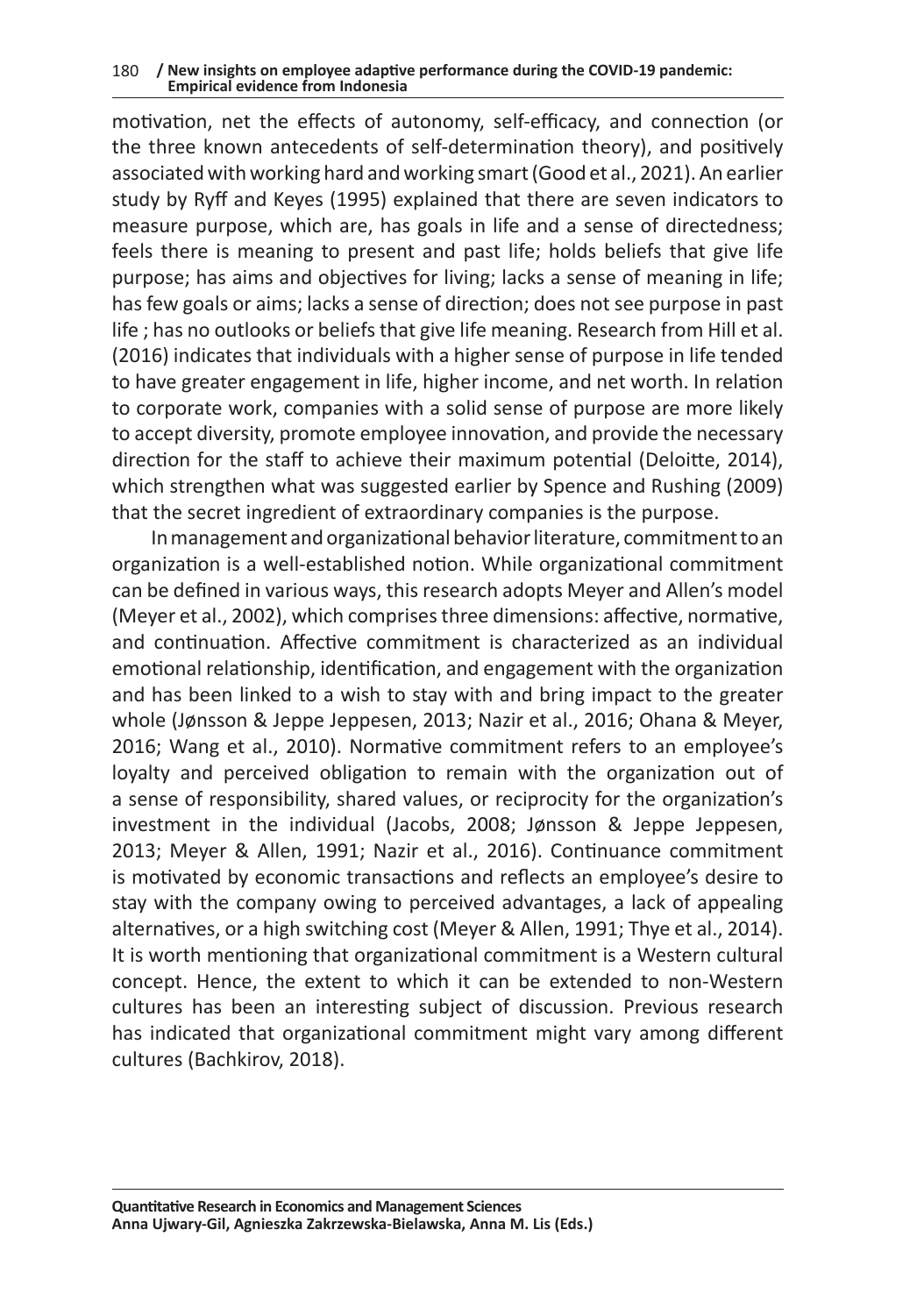motivation, net the effects of autonomy, self-efficacy, and connection (or the three known antecedents of self-determination theory), and positively associated with working hard and working smart (Good et al., 2021). An earlier study by Ryff and Keyes (1995) explained that there are seven indicators to measure purpose, which are, has goals in life and a sense of directedness; feels there is meaning to present and past life; holds beliefs that give life purpose; has aims and objectives for living; lacks a sense of meaning in life; has few goals or aims; lacks a sense of direction; does not see purpose in past life ; has no outlooks or beliefs that give life meaning. Research from Hill et al. (2016) indicates that individuals with a higher sense of purpose in life tended to have greater engagement in life, higher income, and net worth. In relation to corporate work, companies with a solid sense of purpose are more likely to accept diversity, promote employee innovation, and provide the necessary direction for the staff to achieve their maximum potential (Deloitte, 2014), which strengthen what was suggested earlier by Spence and Rushing (2009) that the secret ingredient of extraordinary companies is the purpose.

In management and organizational behavior literature, commitment to an organization is a well-established notion. While organizational commitment can be defined in various ways, this research adopts Meyer and Allen's model (Meyer et al., 2002), which comprises three dimensions: affective, normative, and continuation. Affective commitment is characterized as an individual emotional relationship, identification, and engagement with the organization and has been linked to a wish to stay with and bring impact to the greater whole (Jønsson & Jeppe Jeppesen, 2013; Nazir et al., 2016; Ohana & Meyer, 2016; Wang et al., 2010). Normative commitment refers to an employee's loyalty and perceived obligation to remain with the organization out of a sense of responsibility, shared values, or reciprocity for the organization's investment in the individual (Jacobs, 2008; Jønsson & Jeppe Jeppesen, 2013; Meyer & Allen, 1991; Nazir et al., 2016). Continuance commitment is motivated by economic transactions and reflects an employee's desire to stay with the company owing to perceived advantages, a lack of appealing alternatives, or a high switching cost (Meyer & Allen, 1991; Thye et al., 2014). It is worth mentioning that organizational commitment is a Western cultural concept. Hence, the extent to which it can be extended to non-Western cultures has been an interesting subject of discussion. Previous research has indicated that organizational commitment might vary among different cultures (Bachkirov, 2018).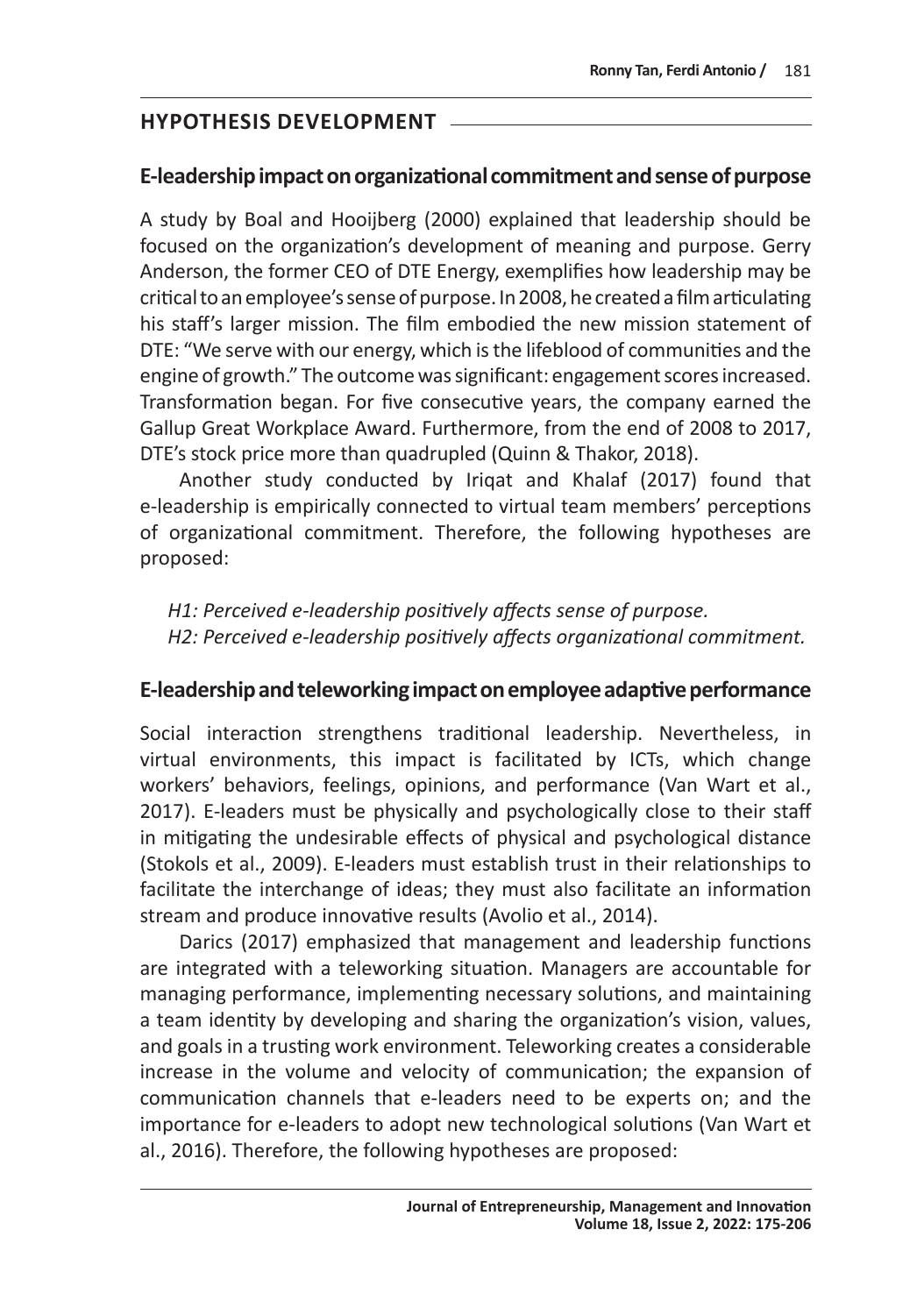## HYPOTHESIS DEVELOPMENT

### E-leadership impact on organizational commitment and sense of purpose

A study by Boal and Hooijberg (2000) explained that leadership should be focused on the organization's development of meaning and purpose. Gerry Anderson, the former CEO of DTE Energy, exemplifies how leadership may be critical to an employee's sense of purpose. In 2008, he created a film articulating his staff's larger mission. The film embodied the new mission statement of DTE: "We serve with our energy, which is the lifeblood of communities and the engine of growth." The outcome was significant: engagement scores increased. Transformation began. For five consecutive years, the company earned the Gallup Great Workplace Award. Furthermore, from the end of 2008 to 2017, DTE's stock price more than quadrupled (Quinn & Thakor, 2018).

Another study conducted by Iriqat and Khalaf (2017) found that e-leadership is empirically connected to virtual team members' perceptions of organizational commitment. Therefore, the following hypotheses are proposed:

*H1: Perceived e-leadership positively affects sense of purpose.*
*H2: Perceived e-leadership positively affects organizational commitment.*

### E-leadership and teleworking impact on employee adaptive performance

Social interaction strengthens traditional leadership. Nevertheless, in virtual environments, this impact is facilitated by ICTs, which change workers' behaviors, feelings, opinions, and performance (Van Wart et al., 2017). E-leaders must be physically and psychologically close to their staff in mitigating the undesirable effects of physical and psychological distance (Stokols et al., 2009). E-leaders must establish trust in their relationships to facilitate the interchange of ideas; they must also facilitate an information stream and produce innovative results (Avolio et al., 2014).

Darics (2017) emphasized that management and leadership functions are integrated with a teleworking situation. Managers are accountable for managing performance, implementing necessary solutions, and maintaining a team identity by developing and sharing the organization's vision, values, and goals in a trusting work environment. Teleworking creates a considerable increase in the volume and velocity of communication; the expansion of communication channels that e-leaders need to be experts on; and the importance for e-leaders to adopt new technological solutions (Van Wart et al., 2016). Therefore, the following hypotheses are proposed: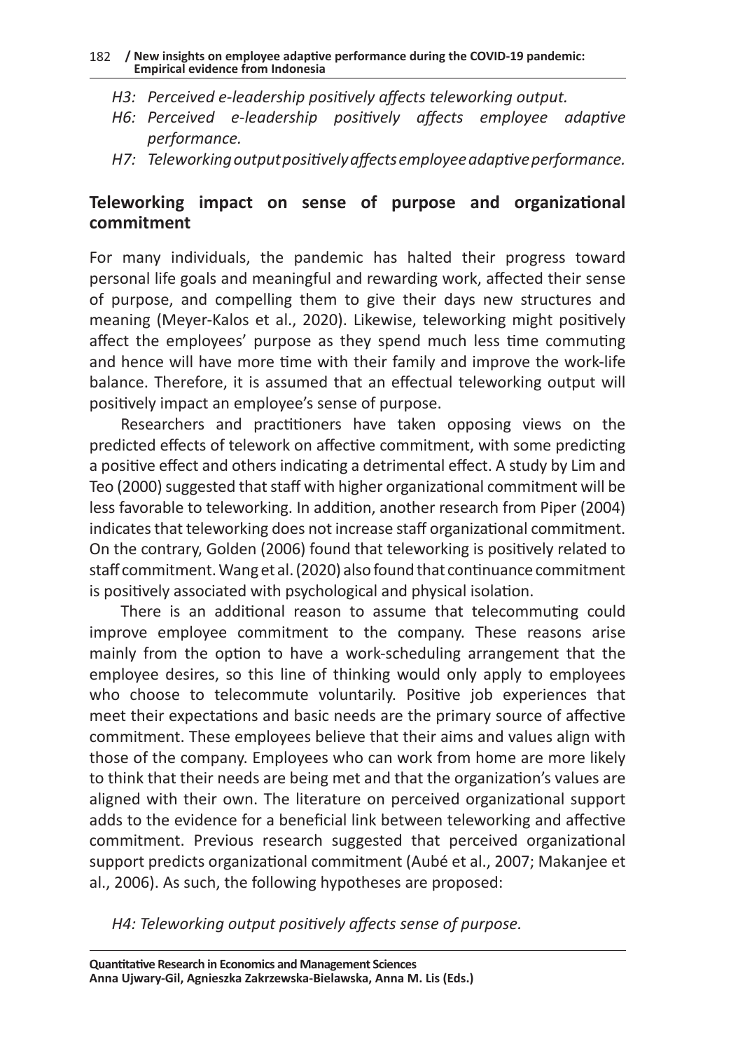*H3: Perceived e-leadership positively affects teleworking output.*

*H6: Perceived e-leadership positively affects employee adaptive performance.*

*H7: Teleworking output positively affects employee adaptive performance.*

## Teleworking impact on sense of purpose and organizational commitment

For many individuals, the pandemic has halted their progress toward personal life goals and meaningful and rewarding work, affected their sense of purpose, and compelling them to give their days new structures and meaning (Meyer-Kalos et al., 2020). Likewise, teleworking might positively affect the employees' purpose as they spend much less time commuting and hence will have more time with their family and improve the work-life balance. Therefore, it is assumed that an effectual teleworking output will positively impact an employee's sense of purpose.

Researchers and practitioners have taken opposing views on the predicted effects of telework on affective commitment, with some predicting a positive effect and others indicating a detrimental effect. A study by Lim and Teo (2000) suggested that staff with higher organizational commitment will be less favorable to teleworking. In addition, another research from Piper (2004) indicates that teleworking does not increase staff organizational commitment. On the contrary, Golden (2006) found that teleworking is positively related to staff commitment. Wang et al. (2020) also found that continuance commitment is positively associated with psychological and physical isolation.

There is an additional reason to assume that telecommuting could improve employee commitment to the company. These reasons arise mainly from the option to have a work-scheduling arrangement that the employee desires, so this line of thinking would only apply to employees who choose to telecommute voluntarily. Positive job experiences that meet their expectations and basic needs are the primary source of affective commitment. These employees believe that their aims and values align with those of the company. Employees who can work from home are more likely to think that their needs are being met and that the organization's values are aligned with their own. The literature on perceived organizational support adds to the evidence for a beneficial link between teleworking and affective commitment. Previous research suggested that perceived organizational support predicts organizational commitment (Aubé et al., 2007; Makanjee et al., 2006). As such, the following hypotheses are proposed:

*H4: Teleworking output positively affects sense of purpose.*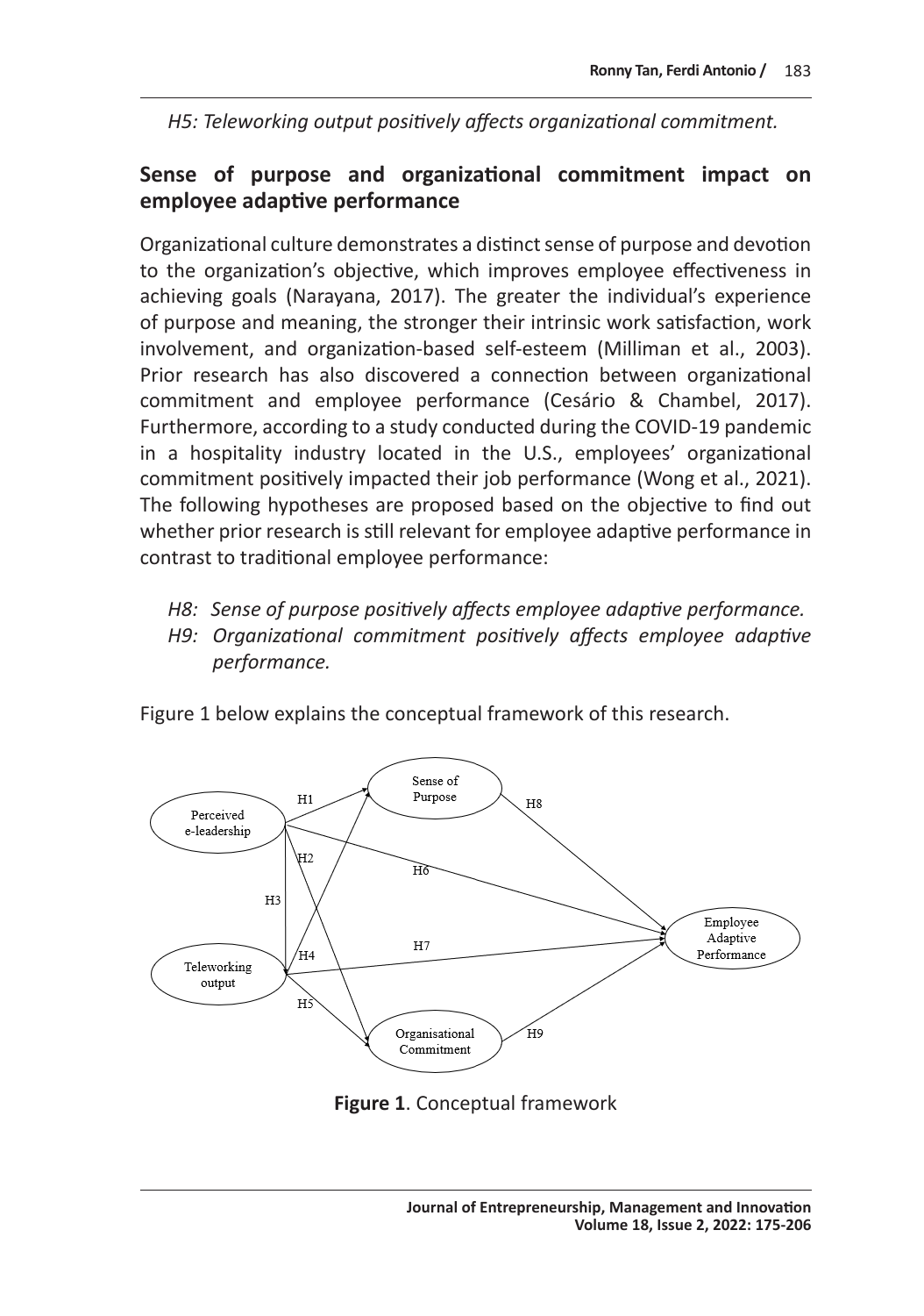*H5: Teleworking output positively affects organizational commitment.*

## Sense of purpose and organizational commitment impact on employee adaptive performance

Organizational culture demonstrates a distinct sense of purpose and devotion to the organization's objective, which improves employee effectiveness in achieving goals (Narayana, 2017). The greater the individual's experience of purpose and meaning, the stronger their intrinsic work satisfaction, work involvement, and organization-based self-esteem (Milliman et al., 2003). Prior research has also discovered a connection between organizational commitment and employee performance (Cesário & Chambel, 2017). Furthermore, according to a study conducted during the COVID-19 pandemic in a hospitality industry located in the U.S., employees' organizational commitment positively impacted their job performance (Wong et al., 2021). The following hypotheses are proposed based on the objective to find out whether prior research is still relevant for employee adaptive performance in contrast to traditional employee performance:

*H8: Sense of purpose positively affects employee adaptive performance.*
*H9: Organizational commitment positively affects employee adaptive performance.*

Figure 1 below explains the conceptual framework of this research.

**Figure 1**. Conceptual framework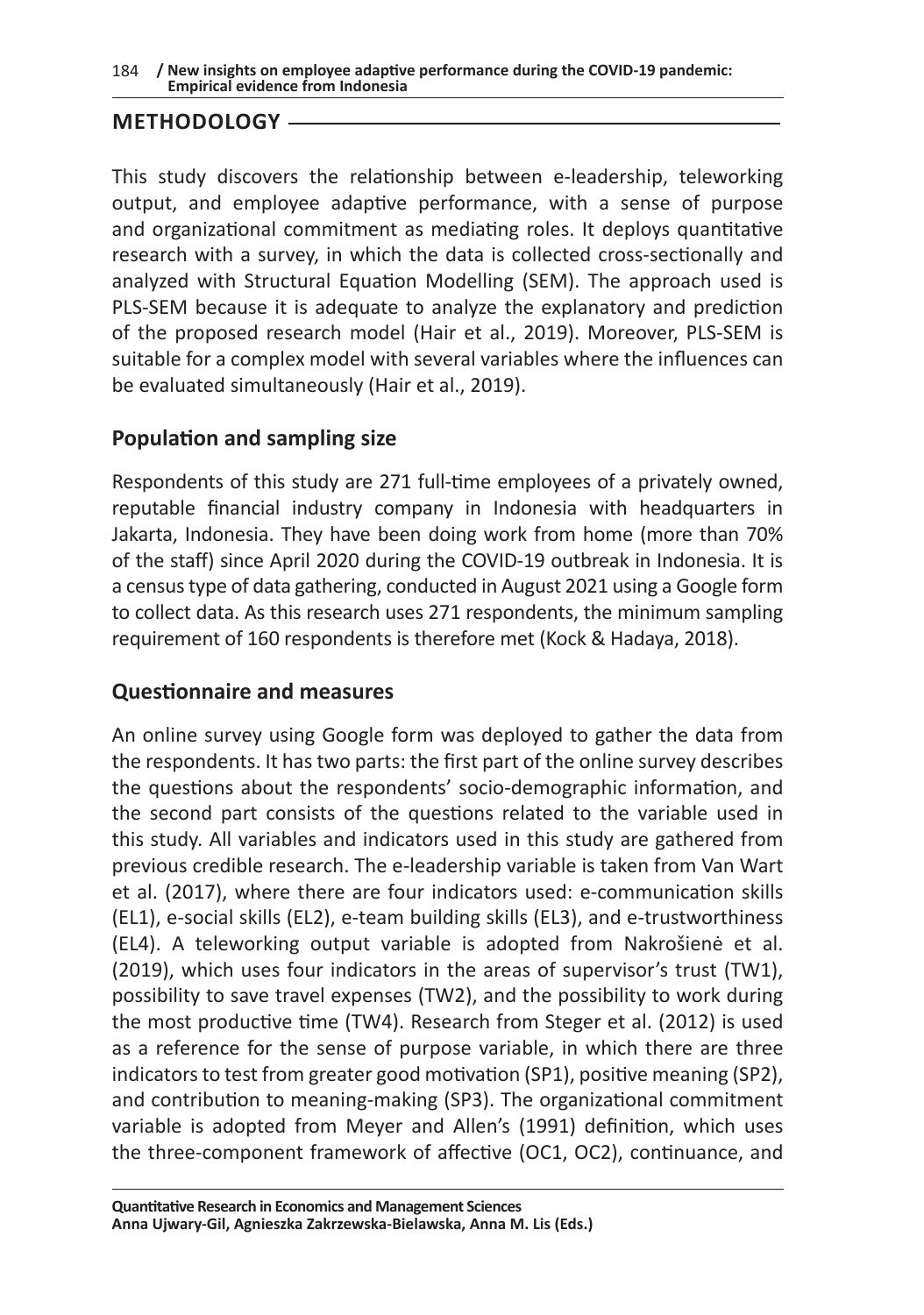## METHODOLOGY

This study discovers the relationship between e-leadership, teleworking output, and employee adaptive performance, with a sense of purpose and organizational commitment as mediating roles. It deploys quantitative research with a survey, in which the data is collected cross-sectionally and analyzed with Structural Equation Modelling (SEM). The approach used is PLS-SEM because it is adequate to analyze the explanatory and prediction of the proposed research model (Hair et al., 2019). Moreover, PLS-SEM is suitable for a complex model with several variables where the influences can be evaluated simultaneously (Hair et al., 2019).

### Population and sampling size

Respondents of this study are 271 full-time employees of a privately owned, reputable financial industry company in Indonesia with headquarters in Jakarta, Indonesia. They have been doing work from home (more than 70% of the staff) since April 2020 during the COVID-19 outbreak in Indonesia. It is a census type of data gathering, conducted in August 2021 using a Google form to collect data. As this research uses 271 respondents, the minimum sampling requirement of 160 respondents is therefore met (Kock & Hadaya, 2018).

### Questionnaire and measures

An online survey using Google form was deployed to gather the data from the respondents. It has two parts: the first part of the online survey describes the questions about the respondents' socio-demographic information, and the second part consists of the questions related to the variable used in this study. All variables and indicators used in this study are gathered from previous credible research. The e-leadership variable is taken from Van Wart et al. (2017), where there are four indicators used: e-communication skills (EL1), e-social skills (EL2), e-team building skills (EL3), and e-trustworthiness (EL4). A teleworking output variable is adopted from Nakrošienė et al. (2019), which uses four indicators in the areas of supervisor's trust (TW1), possibility to save travel expenses (TW2), and the possibility to work during the most productive time (TW4). Research from Steger et al. (2012) is used as a reference for the sense of purpose variable, in which there are three indicators to test from greater good motivation (SP1), positive meaning (SP2), and contribution to meaning-making (SP3). The organizational commitment variable is adopted from Meyer and Allen's (1991) definition, which uses the three-component framework of affective (OC1, OC2), continuance, and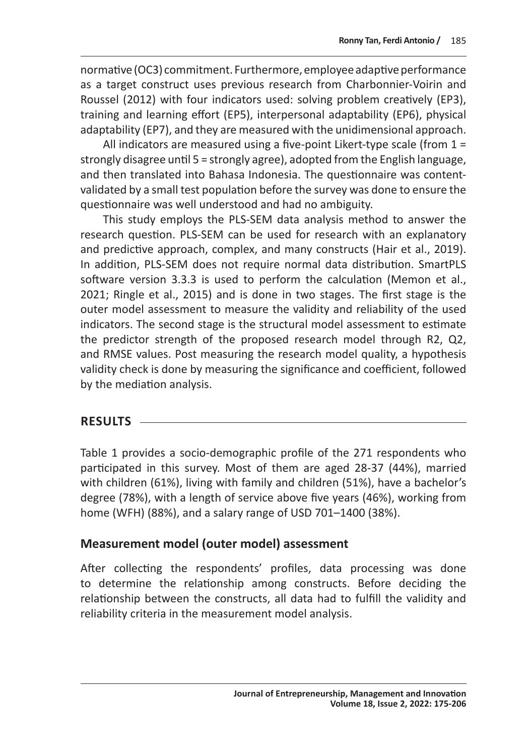normative (OC3) commitment. Furthermore, employee adaptive performance as a target construct uses previous research from Charbonnier-Voirin and Roussel (2012) with four indicators used: solving problem creatively (EP3), training and learning effort (EP5), interpersonal adaptability (EP6), physical adaptability (EP7), and they are measured with the unidimensional approach.

All indicators are measured using a five-point Likert-type scale (from 1 = strongly disagree until 5 = strongly agree), adopted from the English language, and then translated into Bahasa Indonesia. The questionnaire was content-validated by a small test population before the survey was done to ensure the questionnaire was well understood and had no ambiguity.

This study employs the PLS-SEM data analysis method to answer the research question. PLS-SEM can be used for research with an explanatory and predictive approach, complex, and many constructs (Hair et al., 2019). In addition, PLS-SEM does not require normal data distribution. SmartPLS software version 3.3.3 is used to perform the calculation (Memon et al., 2021; Ringle et al., 2015) and is done in two stages. The first stage is the outer model assessment to measure the validity and reliability of the used indicators. The second stage is the structural model assessment to estimate the predictor strength of the proposed research model through R2, Q2, and RMSE values. Post measuring the research model quality, a hypothesis validity check is done by measuring the significance and coefficient, followed by the mediation analysis.

## RESULTS

Table 1 provides a socio-demographic profile of the 271 respondents who participated in this survey. Most of them are aged 28-37 (44%), married with children (61%), living with family and children (51%), have a bachelor's degree (78%), with a length of service above five years (46%), working from home (WFH) (88%), and a salary range of USD 701–1400 (38%).

### Measurement model (outer model) assessment

After collecting the respondents' profiles, data processing was done to determine the relationship among constructs. Before deciding the relationship between the constructs, all data had to fulfill the validity and reliability criteria in the measurement model analysis.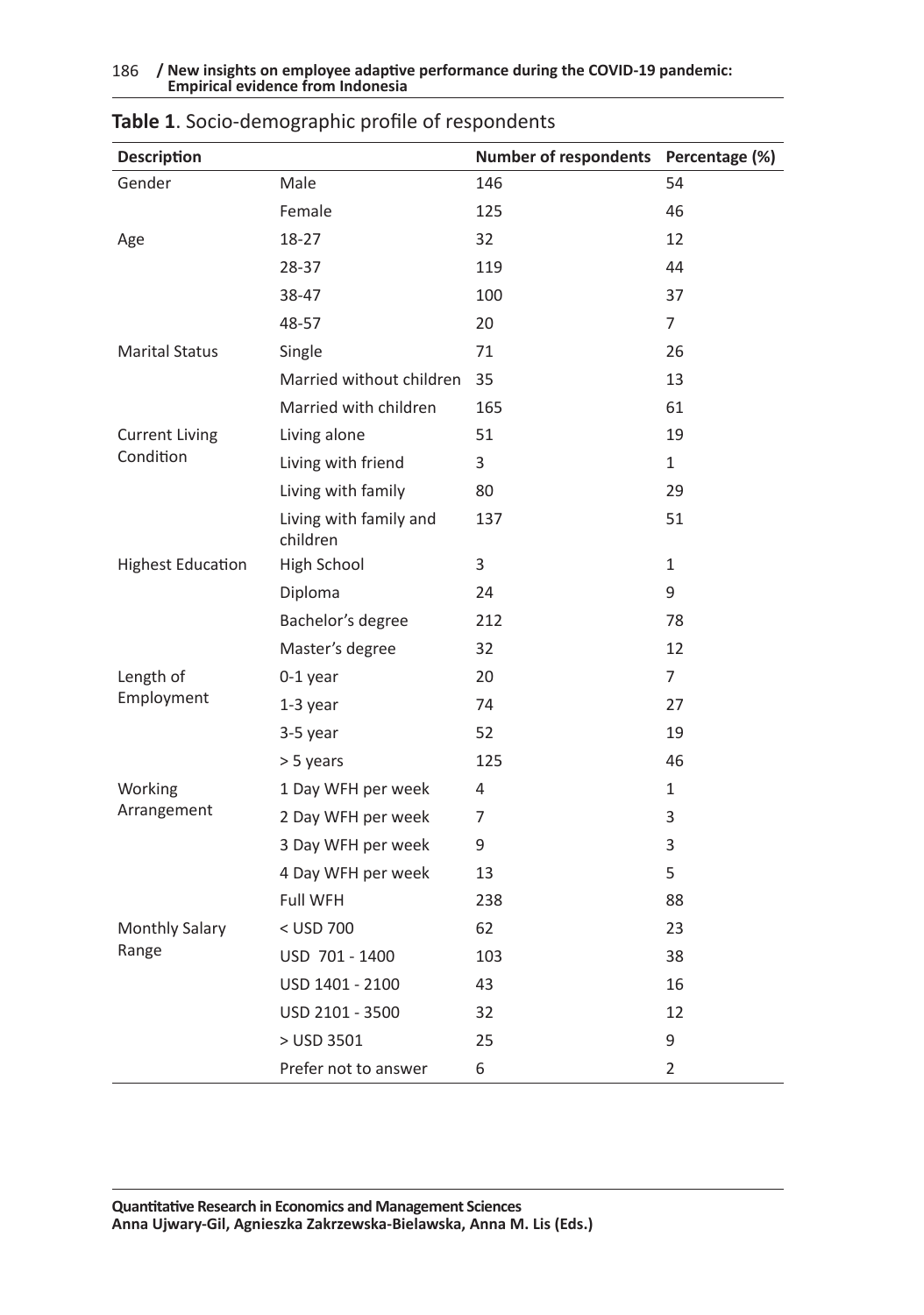**Table 1**. Socio-demographic profile of respondents

| Description | | Number of respondents | Percentage (%) |
|---|---|---|---|
| Gender | Male | 146 | 54 |
| | Female | 125 | 46 |
| Age | 18-27 | 32 | 12 |
| | 28-37 | 119 | 44 |
| | 38-47 | 100 | 37 |
| | 48-57 | 20 | 7 |
| Marital Status | Single | 71 | 26 |
| | Married without children | 35 | 13 |
| | Married with children | 165 | 61 |
| Current Living Condition | Living alone | 51 | 19 |
| | Living with friend | 3 | 1 |
| | Living with family | 80 | 29 |
| | Living with family and children | 137 | 51 |
| Highest Education | High School | 3 | 1 |
| | Diploma | 24 | 9 |
| | Bachelor's degree | 212 | 78 |
| | Master's degree | 32 | 12 |
| Length of Employment | 0-1 year | 20 | 7 |
| | 1-3 year | 74 | 27 |
| | 3-5 year | 52 | 19 |
| | > 5 years | 125 | 46 |
| Working Arrangement | 1 Day WFH per week | 4 | 1 |
| | 2 Day WFH per week | 7 | 3 |
| | 3 Day WFH per week | 9 | 3 |
| | 4 Day WFH per week | 13 | 5 |
| | Full WFH | 238 | 88 |
| Monthly Salary Range | < USD 700 | 62 | 23 |
| | USD 701 - 1400 | 103 | 38 |
| | USD 1401 - 2100 | 43 | 16 |
| | USD 2101 - 3500 | 32 | 12 |
| | > USD 3501 | 25 | 9 |
| | Prefer not to answer | 6 | 2 |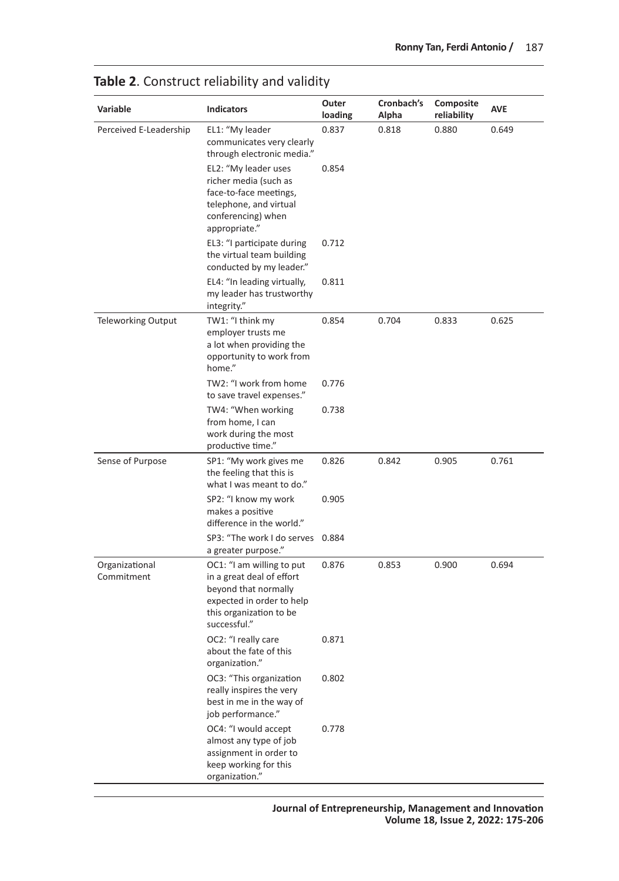**Table 2**. Construct reliability and validity

| Variable | Indicators | Outer loading | Cronbach's Alpha | Composite reliability | AVE |
|---|---|---|---|---|---|
| Perceived E-Leadership | EL1: "My leader communicates very clearly through electronic media." | 0.837 | 0.818 | 0.880 | 0.649 |
| | EL2: "My leader uses richer media (such as face-to-face meetings, telephone, and virtual conferencing) when appropriate." | 0.854 | | | |
| | EL3: "I participate during the virtual team building conducted by my leader." | 0.712 | | | |
| | EL4: "In leading virtually, my leader has trustworthy integrity." | 0.811 | | | |
| Teleworking Output | TW1: "I think my employer trusts me a lot when providing the opportunity to work from home." | 0.854 | 0.704 | 0.833 | 0.625 |
| | TW2: "I work from home to save travel expenses." | 0.776 | | | |
| | TW4: "When working from home, I can work during the most productive time." | 0.738 | | | |
| Sense of Purpose | SP1: "My work gives me the feeling that this is what I was meant to do." | 0.826 | 0.842 | 0.905 | 0.761 |
| | SP2: "I know my work makes a positive difference in the world." | 0.905 | | | |
| | SP3: "The work I do serves a greater purpose." | 0.884 | | | |
| Organizational Commitment | OC1: "I am willing to put in a great deal of effort beyond that normally expected in order to help this organization to be successful." | 0.876 | 0.853 | 0.900 | 0.694 |
| | OC2: "I really care about the fate of this organization." | 0.871 | | | |
| | OC3: "This organization really inspires the very best in me in the way of job performance." | 0.802 | | | |
| | OC4: "I would accept almost any type of job assignment in order to keep working for this organization." | 0.778 | | | |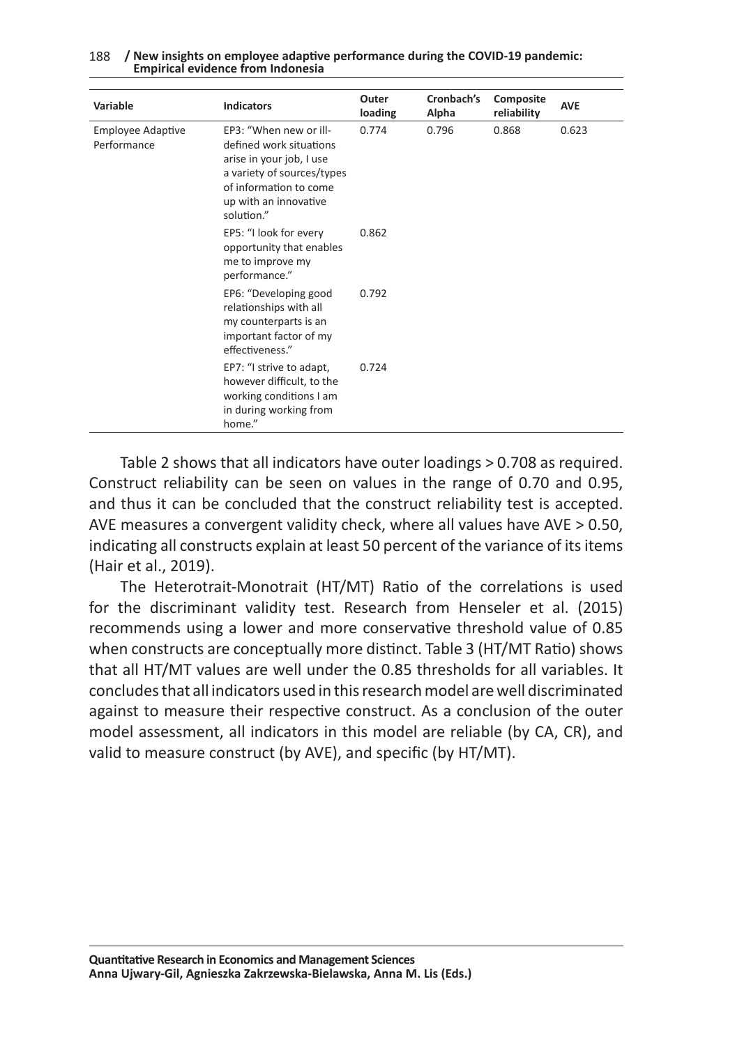| Variable | Indicators | Outer loading | Cronbach's Alpha | Composite reliability | AVE |
|---|---|---|---|---|---|
| Employee Adaptive Performance | EP3: "When new or ill-defined work situations arise in your job, I use a variety of sources/types of information to come up with an innovative solution." | 0.774 | 0.796 | 0.868 | 0.623 |
| | EP5: "I look for every opportunity that enables me to improve my performance." | 0.862 | | | |
| | EP6: "Developing good relationships with all my counterparts is an important factor of my effectiveness." | 0.792 | | | |
| | EP7: "I strive to adapt, however difficult, to the working conditions I am in during working from home." | 0.724 | | | |

Table 2 shows that all indicators have outer loadings > 0.708 as required. Construct reliability can be seen on values in the range of 0.70 and 0.95, and thus it can be concluded that the construct reliability test is accepted. AVE measures a convergent validity check, where all values have AVE > 0.50, indicating all constructs explain at least 50 percent of the variance of its items (Hair et al., 2019).

The Heterotrait-Monotrait (HT/MT) Ratio of the correlations is used for the discriminant validity test. Research from Henseler et al. (2015) recommends using a lower and more conservative threshold value of 0.85 when constructs are conceptually more distinct. Table 3 (HT/MT Ratio) shows that all HT/MT values are well under the 0.85 thresholds for all variables. It concludes that all indicators used in this research model are well discriminated against to measure their respective construct. As a conclusion of the outer model assessment, all indicators in this model are reliable (by CA, CR), and valid to measure construct (by AVE), and specific (by HT/MT).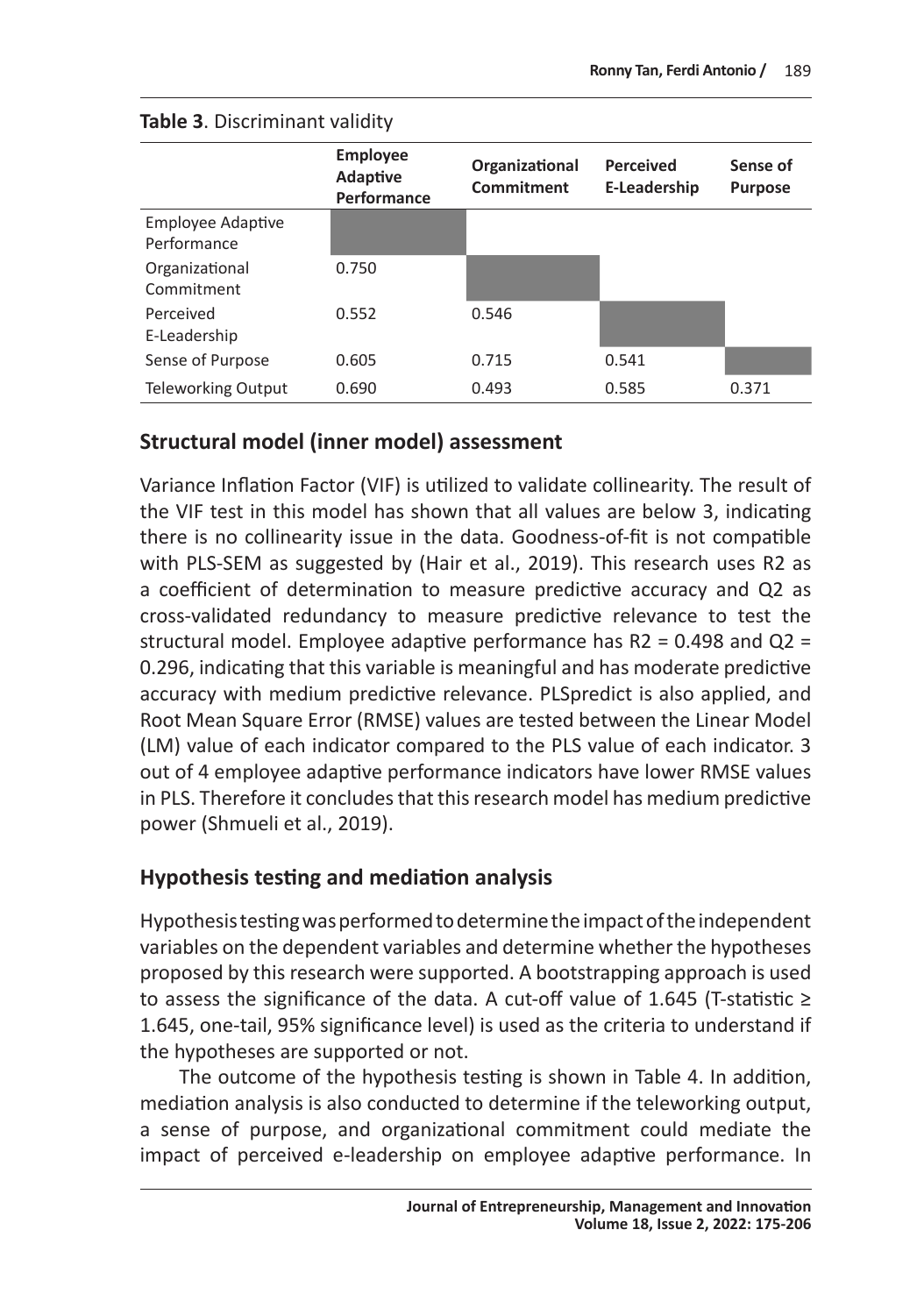**Table 3**. Discriminant validity

| | Employee Adaptive Performance | Organizational Commitment | Perceived E-Leadership | Sense of Purpose |
|---|---|---|---|---|
| Employee Adaptive Performance | | | | |
| Organizational Commitment | 0.750 | | | |
| Perceived E-Leadership | 0.552 | 0.546 | | |
| Sense of Purpose | 0.605 | 0.715 | 0.541 | |
| Teleworking Output | 0.690 | 0.493 | 0.585 | 0.371 |

## Structural model (inner model) assessment

Variance Inflation Factor (VIF) is utilized to validate collinearity. The result of the VIF test in this model has shown that all values are below 3, indicating there is no collinearity issue in the data. Goodness-of-fit is not compatible with PLS-SEM as suggested by (Hair et al., 2019). This research uses R2 as a coefficient of determination to measure predictive accuracy and Q2 as cross-validated redundancy to measure predictive relevance to test the structural model. Employee adaptive performance has R2 = 0.498 and Q2 = 0.296, indicating that this variable is meaningful and has moderate predictive accuracy with medium predictive relevance. PLSpredict is also applied, and Root Mean Square Error (RMSE) values are tested between the Linear Model (LM) value of each indicator compared to the PLS value of each indicator. 3 out of 4 employee adaptive performance indicators have lower RMSE values in PLS. Therefore it concludes that this research model has medium predictive power (Shmueli et al., 2019).

## Hypothesis testing and mediation analysis

Hypothesis testing was performed to determine the impact of the independent variables on the dependent variables and determine whether the hypotheses proposed by this research were supported. A bootstrapping approach is used to assess the significance of the data. A cut-off value of 1.645 (T-statistic ≥ 1.645, one-tail, 95% significance level) is used as the criteria to understand if the hypotheses are supported or not.

The outcome of the hypothesis testing is shown in Table 4. In addition, mediation analysis is also conducted to determine if the teleworking output, a sense of purpose, and organizational commitment could mediate the impact of perceived e-leadership on employee adaptive performance. In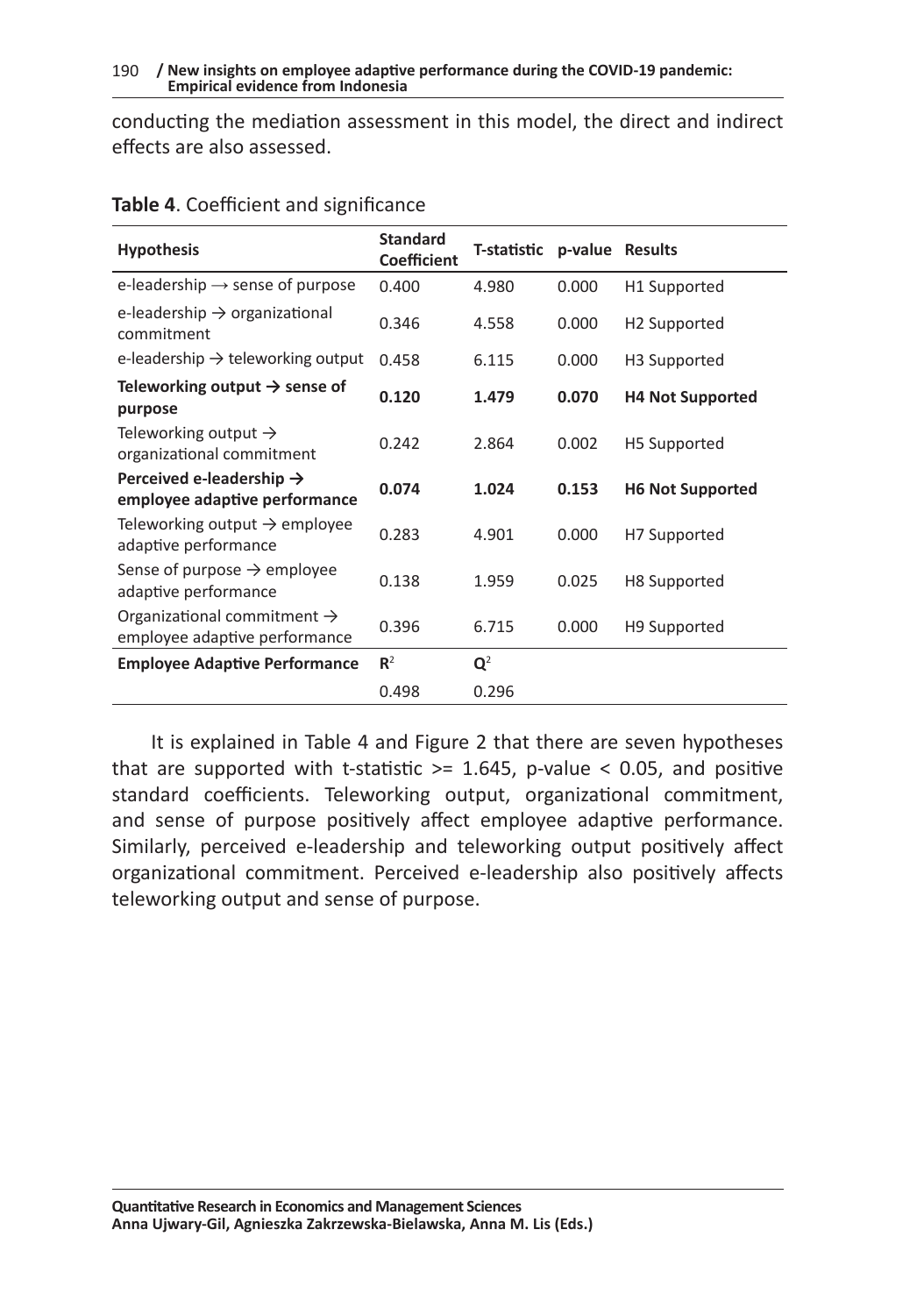conducting the mediation assessment in this model, the direct and indirect effects are also assessed.

**Table 4**. Coefficient and significance

| Hypothesis | Standard Coefficient | T-statistic | p-value | Results |
|---|---|---|---|---|
| e-leadership → sense of purpose | 0.400 | 4.980 | 0.000 | H1 Supported |
| e-leadership → organizational commitment | 0.346 | 4.558 | 0.000 | H2 Supported |
| e-leadership → teleworking output | 0.458 | 6.115 | 0.000 | H3 Supported |
| **Teleworking output → sense of purpose** | **0.120** | **1.479** | **0.070** | **H4 Not Supported** |
| Teleworking output → organizational commitment | 0.242 | 2.864 | 0.002 | H5 Supported |
| **Perceived e-leadership → employee adaptive performance** | **0.074** | **1.024** | **0.153** | **H6 Not Supported** |
| Teleworking output → employee adaptive performance | 0.283 | 4.901 | 0.000 | H7 Supported |
| Sense of purpose → employee adaptive performance | 0.138 | 1.959 | 0.025 | H8 Supported |
| Organizational commitment → employee adaptive performance | 0.396 | 6.715 | 0.000 | H9 Supported |
| **Employee Adaptive Performance** | $R^2$ | $Q^2$ | | |
| | 0.498 | 0.296 | | |

It is explained in Table 4 and Figure 2 that there are seven hypotheses that are supported with t-statistic >= 1.645, p-value < 0.05, and positive standard coefficients. Teleworking output, organizational commitment, and sense of purpose positively affect employee adaptive performance. Similarly, perceived e-leadership and teleworking output positively affect organizational commitment. Perceived e-leadership also positively affects teleworking output and sense of purpose.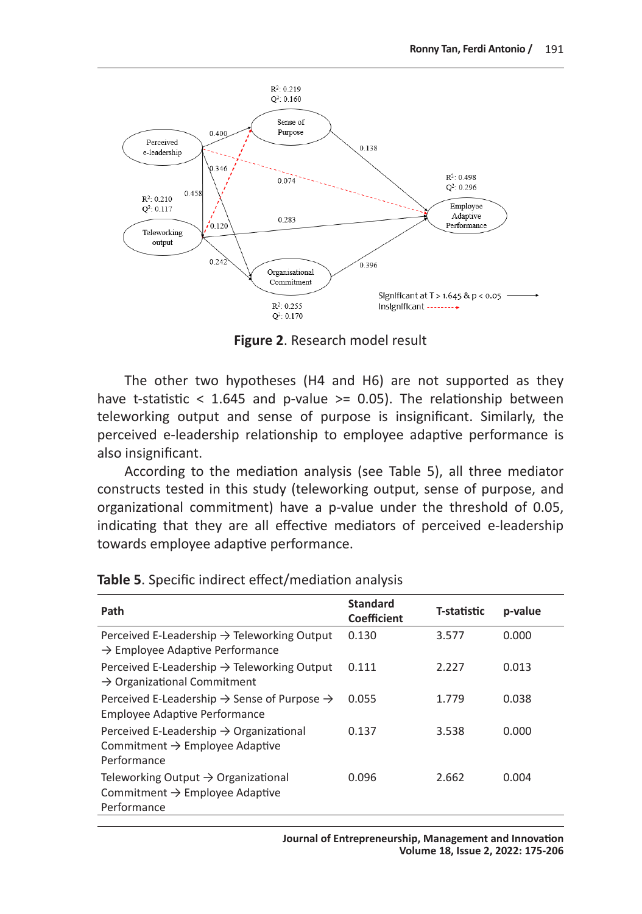**Figure 2**. Research model result

The other two hypotheses (H4 and H6) are not supported as they have t-statistic < 1.645 and p-value >= 0.05). The relationship between teleworking output and sense of purpose is insignificant. Similarly, the perceived e-leadership relationship to employee adaptive performance is also insignificant.

According to the mediation analysis (see Table 5), all three mediator constructs tested in this study (teleworking output, sense of purpose, and organizational commitment) have a p-value under the threshold of 0.05, indicating that they are all effective mediators of perceived e-leadership towards employee adaptive performance.

**Table 5**. Specific indirect effect/mediation analysis

| Path | Standard Coefficient | T-statistic | p-value |
|---|---|---|---|
| Perceived E-Leadership → Teleworking Output → Employee Adaptive Performance | 0.130 | 3.577 | 0.000 |
| Perceived E-Leadership → Teleworking Output → Organizational Commitment | 0.111 | 2.227 | 0.013 |
| Perceived E-Leadership → Sense of Purpose → Employee Adaptive Performance | 0.055 | 1.779 | 0.038 |
| Perceived E-Leadership → Organizational Commitment → Employee Adaptive Performance | 0.137 | 3.538 | 0.000 |
| Teleworking Output → Organizational Commitment → Employee Adaptive Performance | 0.096 | 2.662 | 0.004 |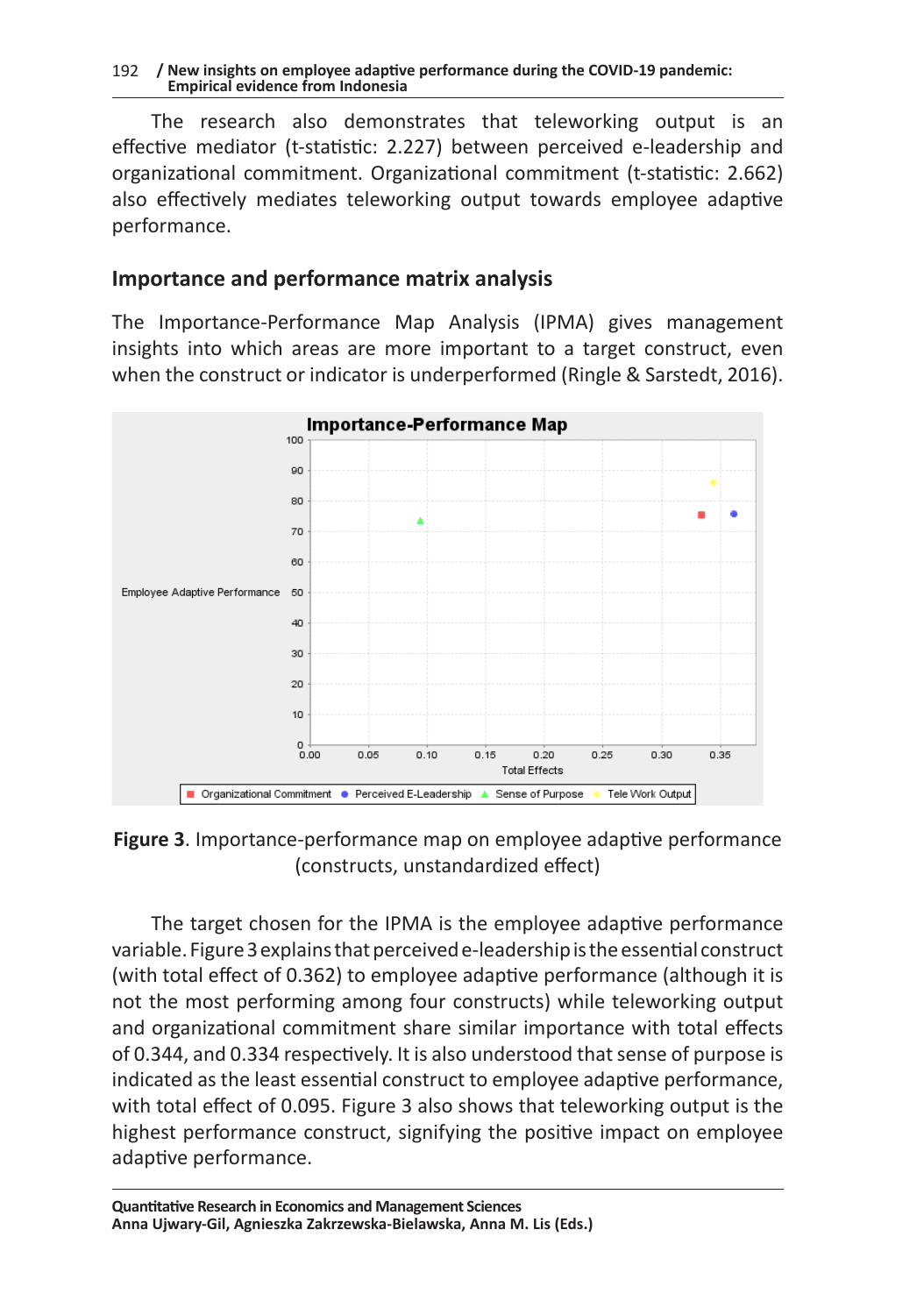The research also demonstrates that teleworking output is an effective mediator (t-statistic: 2.227) between perceived e-leadership and organizational commitment. Organizational commitment (t-statistic: 2.662) also effectively mediates teleworking output towards employee adaptive performance.

## Importance and performance matrix analysis

The Importance-Performance Map Analysis (IPMA) gives management insights into which areas are more important to a target construct, even when the construct or indicator is underperformed (Ringle & Sarstedt, 2016).

**Figure 3**. Importance-performance map on employee adaptive performance (constructs, unstandardized effect)

The target chosen for the IPMA is the employee adaptive performance variable. Figure 3 explains that perceived e-leadership is the essential construct (with total effect of 0.362) to employee adaptive performance (although it is not the most performing among four constructs) while teleworking output and organizational commitment share similar importance with total effects of 0.344, and 0.334 respectively. It is also understood that sense of purpose is indicated as the least essential construct to employee adaptive performance, with total effect of 0.095. Figure 3 also shows that teleworking output is the highest performance construct, signifying the positive impact on employee adaptive performance.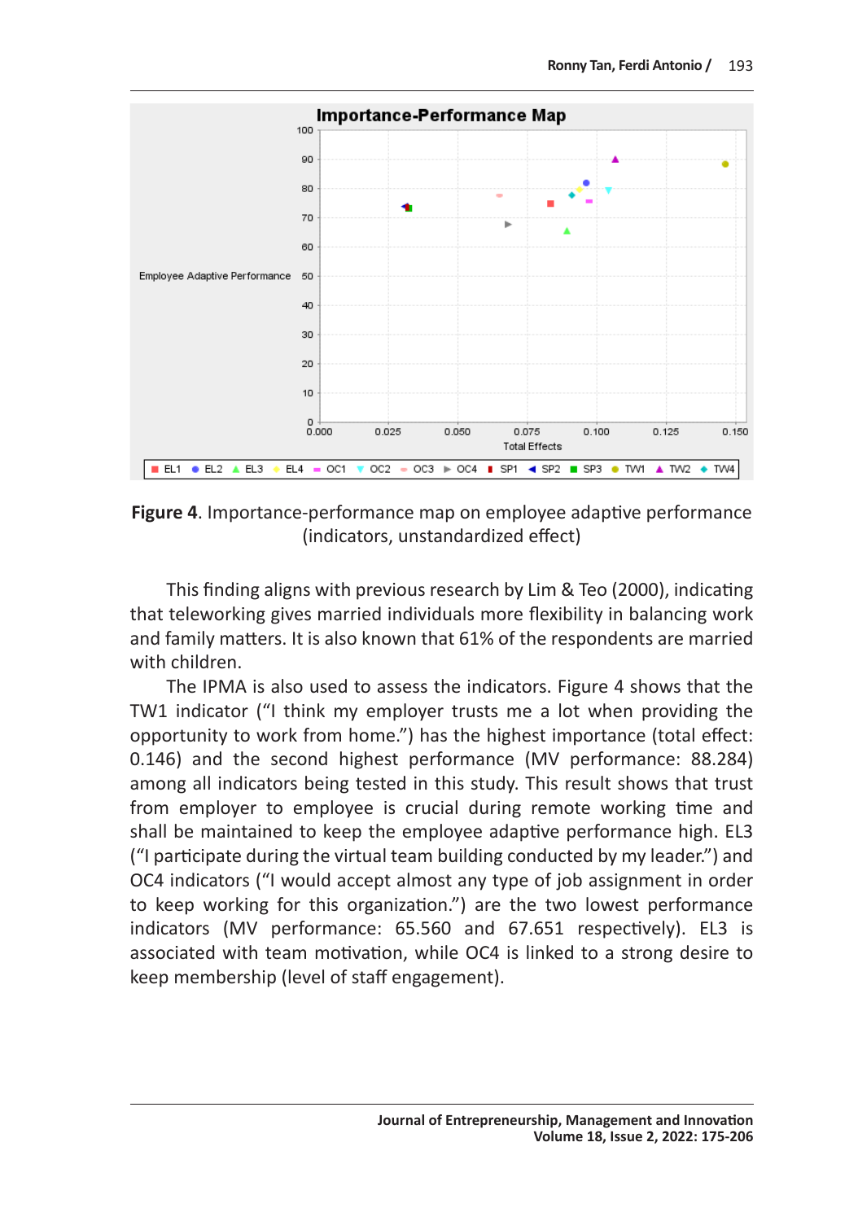**Figure 4**. Importance-performance map on employee adaptive performance (indicators, unstandardized effect)

This finding aligns with previous research by Lim & Teo (2000), indicating that teleworking gives married individuals more flexibility in balancing work and family matters. It is also known that 61% of the respondents are married with children.

The IPMA is also used to assess the indicators. Figure 4 shows that the TW1 indicator ("I think my employer trusts me a lot when providing the opportunity to work from home.") has the highest importance (total effect: 0.146) and the second highest performance (MV performance: 88.284) among all indicators being tested in this study. This result shows that trust from employer to employee is crucial during remote working time and shall be maintained to keep the employee adaptive performance high. EL3 ("I participate during the virtual team building conducted by my leader.") and OC4 indicators ("I would accept almost any type of job assignment in order to keep working for this organization.") are the two lowest performance indicators (MV performance: 65.560 and 67.651 respectively). EL3 is associated with team motivation, while OC4 is linked to a strong desire to keep membership (level of staff engagement).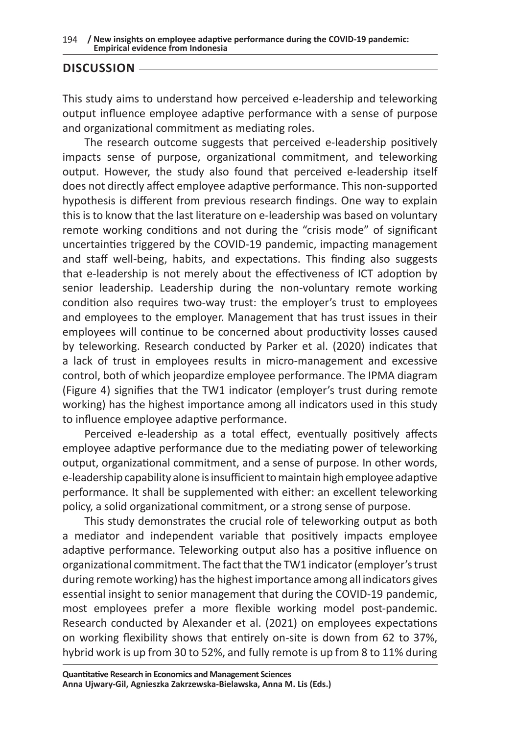## DISCUSSION

This study aims to understand how perceived e-leadership and teleworking output influence employee adaptive performance with a sense of purpose and organizational commitment as mediating roles.

The research outcome suggests that perceived e-leadership positively impacts sense of purpose, organizational commitment, and teleworking output. However, the study also found that perceived e-leadership itself does not directly affect employee adaptive performance. This non-supported hypothesis is different from previous research findings. One way to explain this is to know that the last literature on e-leadership was based on voluntary remote working conditions and not during the "crisis mode" of significant uncertainties triggered by the COVID-19 pandemic, impacting management and staff well-being, habits, and expectations. This finding also suggests that e-leadership is not merely about the effectiveness of ICT adoption by senior leadership. Leadership during the non-voluntary remote working condition also requires two-way trust: the employer's trust to employees and employees to the employer. Management that has trust issues in their employees will continue to be concerned about productivity losses caused by teleworking. Research conducted by Parker et al. (2020) indicates that a lack of trust in employees results in micro-management and excessive control, both of which jeopardize employee performance. The IPMA diagram (Figure 4) signifies that the TW1 indicator (employer's trust during remote working) has the highest importance among all indicators used in this study to influence employee adaptive performance.

Perceived e-leadership as a total effect, eventually positively affects employee adaptive performance due to the mediating power of teleworking output, organizational commitment, and a sense of purpose. In other words, e-leadership capability alone is insufficient to maintain high employee adaptive performance. It shall be supplemented with either: an excellent teleworking policy, a solid organizational commitment, or a strong sense of purpose.

This study demonstrates the crucial role of teleworking output as both a mediator and independent variable that positively impacts employee adaptive performance. Teleworking output also has a positive influence on organizational commitment. The fact that the TW1 indicator (employer's trust during remote working) has the highest importance among all indicators gives essential insight to senior management that during the COVID-19 pandemic, most employees prefer a more flexible working model post-pandemic. Research conducted by Alexander et al. (2021) on employees expectations on working flexibility shows that entirely on-site is down from 62 to 37%, hybrid work is up from 30 to 52%, and fully remote is up from 8 to 11% during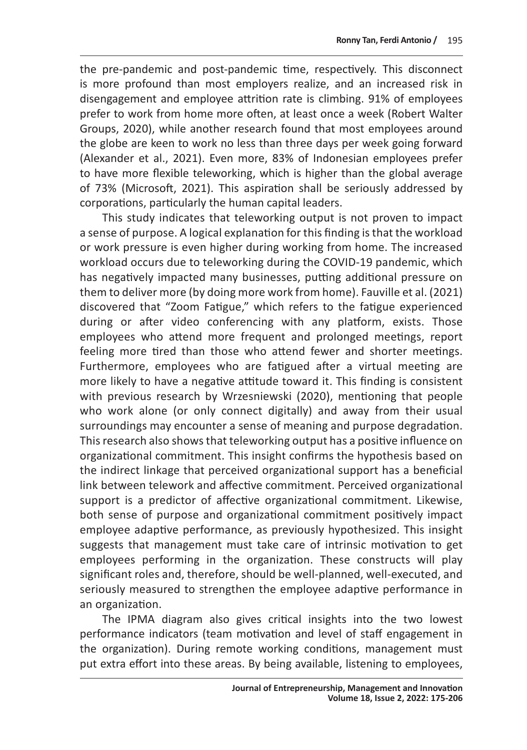the pre-pandemic and post-pandemic time, respectively. This disconnect is more profound than most employers realize, and an increased risk in disengagement and employee attrition rate is climbing. 91% of employees prefer to work from home more often, at least once a week (Robert Walter Groups, 2020), while another research found that most employees around the globe are keen to work no less than three days per week going forward (Alexander et al., 2021). Even more, 83% of Indonesian employees prefer to have more flexible teleworking, which is higher than the global average of 73% (Microsoft, 2021). This aspiration shall be seriously addressed by corporations, particularly the human capital leaders.

This study indicates that teleworking output is not proven to impact a sense of purpose. A logical explanation for this finding is that the workload or work pressure is even higher during working from home. The increased workload occurs due to teleworking during the COVID-19 pandemic, which has negatively impacted many businesses, putting additional pressure on them to deliver more (by doing more work from home). Fauville et al. (2021) discovered that "Zoom Fatigue," which refers to the fatigue experienced during or after video conferencing with any platform, exists. Those employees who attend more frequent and prolonged meetings, report feeling more tired than those who attend fewer and shorter meetings. Furthermore, employees who are fatigued after a virtual meeting are more likely to have a negative attitude toward it. This finding is consistent with previous research by Wrzesniewski (2020), mentioning that people who work alone (or only connect digitally) and away from their usual surroundings may encounter a sense of meaning and purpose degradation. This research also shows that teleworking output has a positive influence on organizational commitment. This insight confirms the hypothesis based on the indirect linkage that perceived organizational support has a beneficial link between telework and affective commitment. Perceived organizational support is a predictor of affective organizational commitment. Likewise, both sense of purpose and organizational commitment positively impact employee adaptive performance, as previously hypothesized. This insight suggests that management must take care of intrinsic motivation to get employees performing in the organization. These constructs will play significant roles and, therefore, should be well-planned, well-executed, and seriously measured to strengthen the employee adaptive performance in an organization.

The IPMA diagram also gives critical insights into the two lowest performance indicators (team motivation and level of staff engagement in the organization). During remote working conditions, management must put extra effort into these areas. By being available, listening to employees,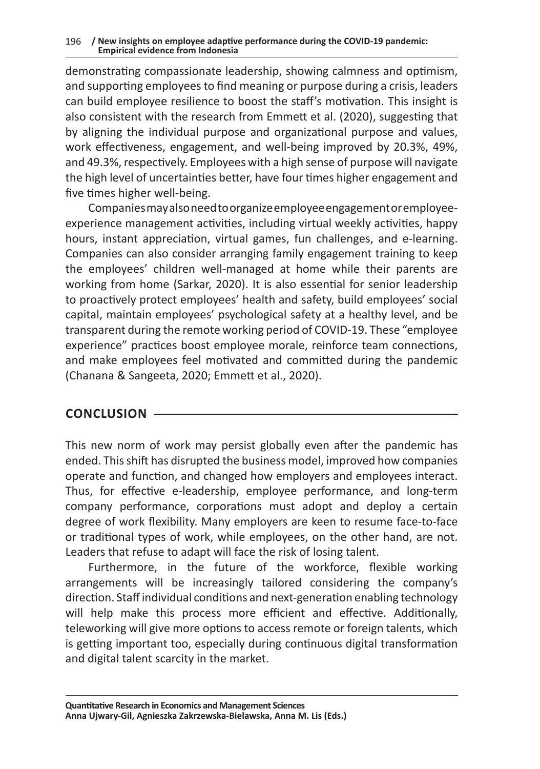demonstrating compassionate leadership, showing calmness and optimism, and supporting employees to find meaning or purpose during a crisis, leaders can build employee resilience to boost the staff's motivation. This insight is also consistent with the research from Emmett et al. (2020), suggesting that by aligning the individual purpose and organizational purpose and values, work effectiveness, engagement, and well-being improved by 20.3%, 49%, and 49.3%, respectively. Employees with a high sense of purpose will navigate the high level of uncertainties better, have four times higher engagement and five times higher well-being.

Companies may also need to organize employee engagement or employee-experience management activities, including virtual weekly activities, happy hours, instant appreciation, virtual games, fun challenges, and e-learning. Companies can also consider arranging family engagement training to keep the employees' children well-managed at home while their parents are working from home (Sarkar, 2020). It is also essential for senior leadership to proactively protect employees' health and safety, build employees' social capital, maintain employees' psychological safety at a healthy level, and be transparent during the remote working period of COVID-19. These "employee experience" practices boost employee morale, reinforce team connections, and make employees feel motivated and committed during the pandemic (Chanana & Sangeeta, 2020; Emmett et al., 2020).

## CONCLUSION

This new norm of work may persist globally even after the pandemic has ended. This shift has disrupted the business model, improved how companies operate and function, and changed how employers and employees interact. Thus, for effective e-leadership, employee performance, and long-term company performance, corporations must adopt and deploy a certain degree of work flexibility. Many employers are keen to resume face-to-face or traditional types of work, while employees, on the other hand, are not. Leaders that refuse to adapt will face the risk of losing talent.

Furthermore, in the future of the workforce, flexible working arrangements will be increasingly tailored considering the company's direction. Staff individual conditions and next-generation enabling technology will help make this process more efficient and effective. Additionally, teleworking will give more options to access remote or foreign talents, which is getting important too, especially during continuous digital transformation and digital talent scarcity in the market.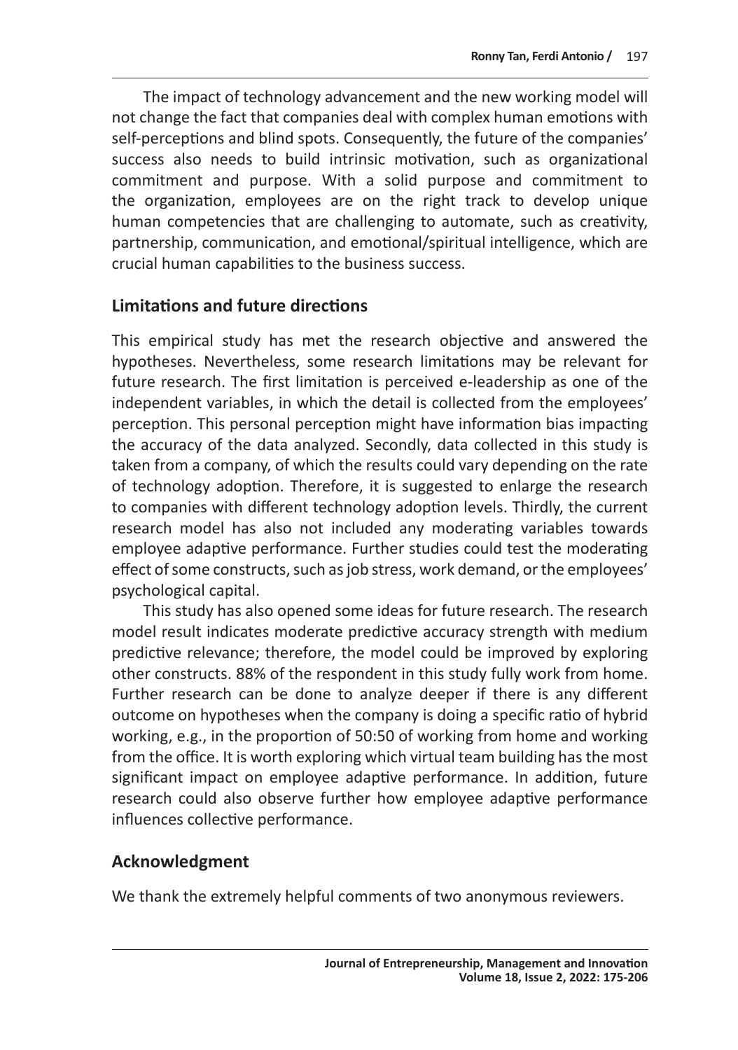The impact of technology advancement and the new working model will not change the fact that companies deal with complex human emotions with self-perceptions and blind spots. Consequently, the future of the companies' success also needs to build intrinsic motivation, such as organizational commitment and purpose. With a solid purpose and commitment to the organization, employees are on the right track to develop unique human competencies that are challenging to automate, such as creativity, partnership, communication, and emotional/spiritual intelligence, which are crucial human capabilities to the business success.

## Limitations and future directions

This empirical study has met the research objective and answered the hypotheses. Nevertheless, some research limitations may be relevant for future research. The first limitation is perceived e-leadership as one of the independent variables, in which the detail is collected from the employees' perception. This personal perception might have information bias impacting the accuracy of the data analyzed. Secondly, data collected in this study is taken from a company, of which the results could vary depending on the rate of technology adoption. Therefore, it is suggested to enlarge the research to companies with different technology adoption levels. Thirdly, the current research model has also not included any moderating variables towards employee adaptive performance. Further studies could test the moderating effect of some constructs, such as job stress, work demand, or the employees' psychological capital.

This study has also opened some ideas for future research. The research model result indicates moderate predictive accuracy strength with medium predictive relevance; therefore, the model could be improved by exploring other constructs. 88% of the respondent in this study fully work from home. Further research can be done to analyze deeper if there is any different outcome on hypotheses when the company is doing a specific ratio of hybrid working, e.g., in the proportion of 50:50 of working from home and working from the office. It is worth exploring which virtual team building has the most significant impact on employee adaptive performance. In addition, future research could also observe further how employee adaptive performance influences collective performance.

## Acknowledgment

We thank the extremely helpful comments of two anonymous reviewers.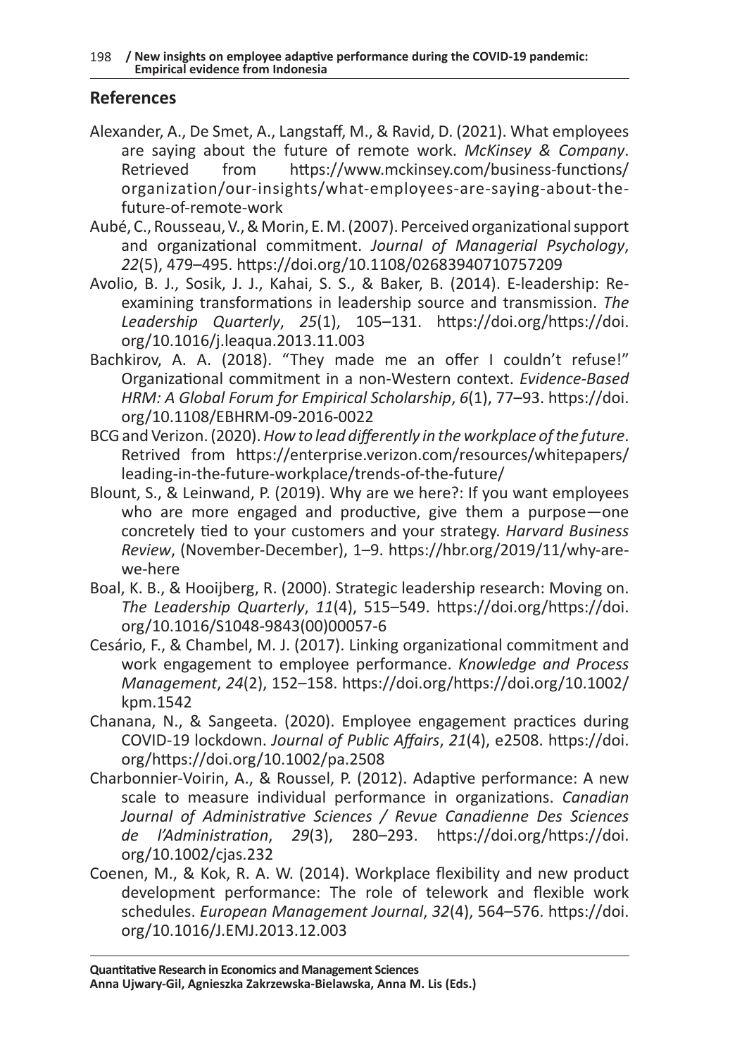## References

Alexander, A., De Smet, A., Langstaff, M., & Ravid, D. (2021). What employees are saying about the future of remote work. *McKinsey & Company*. Retrieved from https://www.mckinsey.com/business-functions/organization/our-insights/what-employees-are-saying-about-the-future-of-remote-work

Aubé, C., Rousseau, V., & Morin, E. M. (2007). Perceived organizational support and organizational commitment. *Journal of Managerial Psychology*, *22*(5), 479–495. https://doi.org/10.1108/02683940710757209

Avolio, B. J., Sosik, J. J., Kahai, S. S., & Baker, B. (2014). E-leadership: Re-examining transformations in leadership source and transmission. *The Leadership Quarterly*, *25*(1), 105–131. https://doi.org/https://doi.org/10.1016/j.leaqua.2013.11.003

Bachkirov, A. A. (2018). "They made me an offer I couldn't refuse!" Organizational commitment in a non-Western context. *Evidence-Based HRM: A Global Forum for Empirical Scholarship*, *6*(1), 77–93. https://doi.org/10.1108/EBHRM-09-2016-0022

BCG and Verizon. (2020). *How to lead differently in the workplace of the future*. Retrived from https://enterprise.verizon.com/resources/whitepapers/leading-in-the-future-workplace/trends-of-the-future/

Blount, S., & Leinwand, P. (2019). Why are we here?: If you want employees who are more engaged and productive, give them a purpose—one concretely tied to your customers and your strategy. *Harvard Business Review*, (November-December), 1–9. https://hbr.org/2019/11/why-are-we-here

Boal, K. B., & Hooijberg, R. (2000). Strategic leadership research: Moving on. *The Leadership Quarterly*, *11*(4), 515–549. https://doi.org/https://doi.org/10.1016/S1048-9843(00)00057-6

Cesário, F., & Chambel, M. J. (2017). Linking organizational commitment and work engagement to employee performance. *Knowledge and Process Management*, *24*(2), 152–158. https://doi.org/https://doi.org/10.1002/kpm.1542

Chanana, N., & Sangeeta. (2020). Employee engagement practices during COVID-19 lockdown. *Journal of Public Affairs*, *21*(4), e2508. https://doi.org/https://doi.org/10.1002/pa.2508

Charbonnier-Voirin, A., & Roussel, P. (2012). Adaptive performance: A new scale to measure individual performance in organizations. *Canadian Journal of Administrative Sciences / Revue Canadienne Des Sciences de l'Administration*, *29*(3), 280–293. https://doi.org/https://doi.org/10.1002/cjas.232

Coenen, M., & Kok, R. A. W. (2014). Workplace flexibility and new product development performance: The role of telework and flexible work schedules. *European Management Journal*, *32*(4), 564–576. https://doi.org/10.1016/J.EMJ.2013.12.003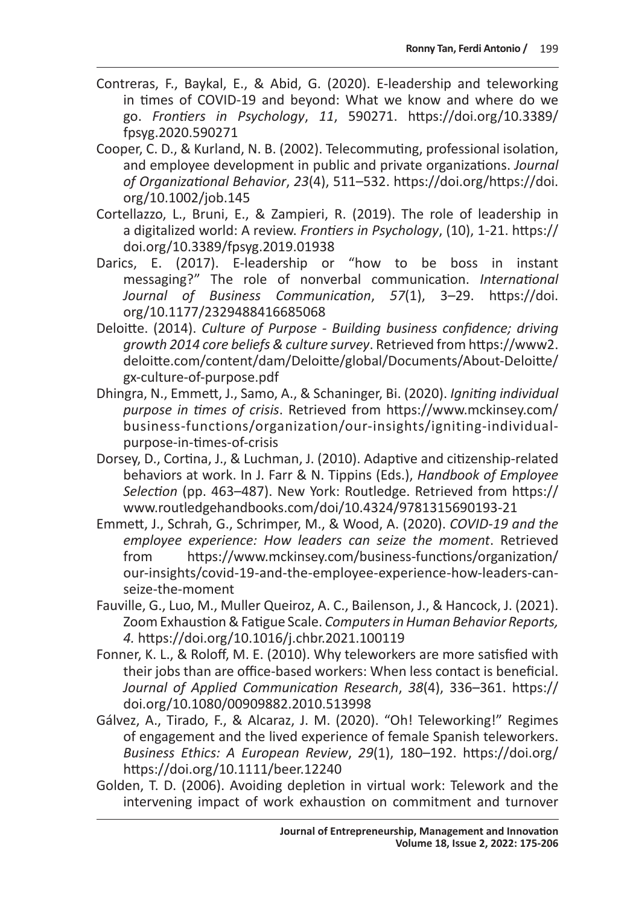Contreras, F., Baykal, E., & Abid, G. (2020). E-leadership and teleworking in times of COVID-19 and beyond: What we know and where do we go. *Frontiers in Psychology*, *11*, 590271. https://doi.org/10.3389/fpsyg.2020.590271

Cooper, C. D., & Kurland, N. B. (2002). Telecommuting, professional isolation, and employee development in public and private organizations. *Journal of Organizational Behavior*, *23*(4), 511–532. https://doi.org/https://doi.org/10.1002/job.145

Cortellazzo, L., Bruni, E., & Zampieri, R. (2019). The role of leadership in a digitalized world: A review. *Frontiers in Psychology*, (10), 1-21. https://doi.org/10.3389/fpsyg.2019.01938

Darics, E. (2017). E-leadership or "how to be boss in instant messaging?" The role of nonverbal communication. *International Journal of Business Communication*, *57*(1), 3–29. https://doi.org/10.1177/2329488416685068

Deloitte. (2014). *Culture of Purpose - Building business confidence; driving growth 2014 core beliefs & culture survey*. Retrieved from https://www2.deloitte.com/content/dam/Deloitte/global/Documents/About-Deloitte/gx-culture-of-purpose.pdf

Dhingra, N., Emmett, J., Samo, A., & Schaninger, Bi. (2020). *Igniting individual purpose in times of crisis*. Retrieved from https://www.mckinsey.com/business-functions/organization/our-insights/igniting-individual-purpose-in-times-of-crisis

Dorsey, D., Cortina, J., & Luchman, J. (2010). Adaptive and citizenship-related behaviors at work. In J. Farr & N. Tippins (Eds.), *Handbook of Employee Selection* (pp. 463–487). New York: Routledge. Retrieved from https://www.routledgehandbooks.com/doi/10.4324/9781315690193-21

Emmett, J., Schrah, G., Schrimper, M., & Wood, A. (2020). *COVID-19 and the employee experience: How leaders can seize the moment*. Retrieved from https://www.mckinsey.com/business-functions/organization/our-insights/covid-19-and-the-employee-experience-how-leaders-can-seize-the-moment

Fauville, G., Luo, M., Muller Queiroz, A. C., Bailenson, J., & Hancock, J. (2021). Zoom Exhaustion & Fatigue Scale. *Computers in Human Behavior Reports, 4.* https://doi.org/10.1016/j.chbr.2021.100119

Fonner, K. L., & Roloff, M. E. (2010). Why teleworkers are more satisfied with their jobs than are office-based workers: When less contact is beneficial. *Journal of Applied Communication Research*, *38*(4), 336–361. https://doi.org/10.1080/00909882.2010.513998

Gálvez, A., Tirado, F., & Alcaraz, J. M. (2020). "Oh! Teleworking!" Regimes of engagement and the lived experience of female Spanish teleworkers. *Business Ethics: A European Review*, *29*(1), 180–192. https://doi.org/https://doi.org/10.1111/beer.12240

Golden, T. D. (2006). Avoiding depletion in virtual work: Telework and the intervening impact of work exhaustion on commitment and turnover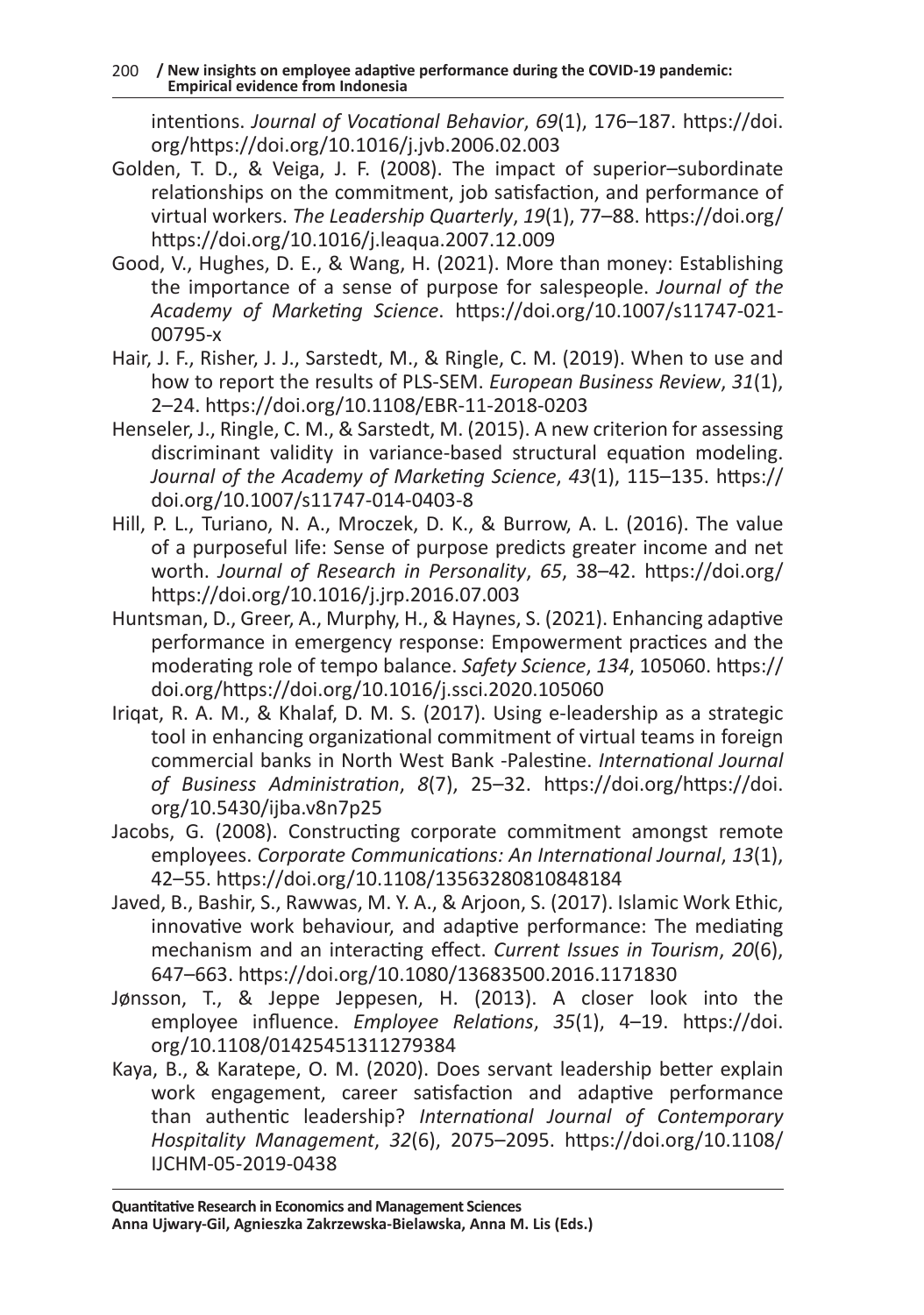intentions. *Journal of Vocational Behavior*, *69*(1), 176–187. https://doi.org/https://doi.org/10.1016/j.jvb.2006.02.003

Golden, T. D., & Veiga, J. F. (2008). The impact of superior–subordinate relationships on the commitment, job satisfaction, and performance of virtual workers. *The Leadership Quarterly*, *19*(1), 77–88. https://doi.org/https://doi.org/10.1016/j.leaqua.2007.12.009

Good, V., Hughes, D. E., & Wang, H. (2021). More than money: Establishing the importance of a sense of purpose for salespeople. *Journal of the Academy of Marketing Science*. https://doi.org/10.1007/s11747-021-00795-x

Hair, J. F., Risher, J. J., Sarstedt, M., & Ringle, C. M. (2019). When to use and how to report the results of PLS-SEM. *European Business Review*, *31*(1), 2–24. https://doi.org/10.1108/EBR-11-2018-0203

Henseler, J., Ringle, C. M., & Sarstedt, M. (2015). A new criterion for assessing discriminant validity in variance-based structural equation modeling. *Journal of the Academy of Marketing Science*, *43*(1), 115–135. https://doi.org/10.1007/s11747-014-0403-8

Hill, P. L., Turiano, N. A., Mroczek, D. K., & Burrow, A. L. (2016). The value of a purposeful life: Sense of purpose predicts greater income and net worth. *Journal of Research in Personality*, *65*, 38–42. https://doi.org/https://doi.org/10.1016/j.jrp.2016.07.003

Huntsman, D., Greer, A., Murphy, H., & Haynes, S. (2021). Enhancing adaptive performance in emergency response: Empowerment practices and the moderating role of tempo balance. *Safety Science*, *134*, 105060. https://doi.org/https://doi.org/10.1016/j.ssci.2020.105060

Iriqat, R. A. M., & Khalaf, D. M. S. (2017). Using e-leadership as a strategic tool in enhancing organizational commitment of virtual teams in foreign commercial banks in North West Bank -Palestine. *International Journal of Business Administration*, *8*(7), 25–32. https://doi.org/https://doi.org/10.5430/ijba.v8n7p25

Jacobs, G. (2008). Constructing corporate commitment amongst remote employees. *Corporate Communications: An International Journal*, *13*(1), 42–55. https://doi.org/10.1108/13563280810848184

Javed, B., Bashir, S., Rawwas, M. Y. A., & Arjoon, S. (2017). Islamic Work Ethic, innovative work behaviour, and adaptive performance: The mediating mechanism and an interacting effect. *Current Issues in Tourism*, *20*(6), 647–663. https://doi.org/10.1080/13683500.2016.1171830

Jønsson, T., & Jeppe Jeppesen, H. (2013). A closer look into the employee influence. *Employee Relations*, *35*(1), 4–19. https://doi.org/10.1108/01425451311279384

Kaya, B., & Karatepe, O. M. (2020). Does servant leadership better explain work engagement, career satisfaction and adaptive performance than authentic leadership? *International Journal of Contemporary Hospitality Management*, *32*(6), 2075–2095. https://doi.org/10.1108/IJCHM-05-2019-0438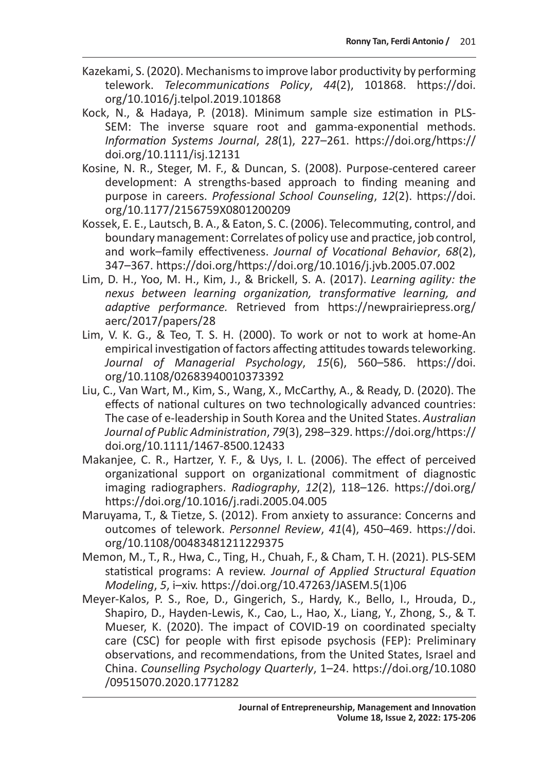Kazekami, S. (2020). Mechanisms to improve labor productivity by performing telework. *Telecommunications Policy*, *44*(2), 101868. https://doi.org/10.1016/j.telpol.2019.101868

Kock, N., & Hadaya, P. (2018). Minimum sample size estimation in PLS-SEM: The inverse square root and gamma-exponential methods. *Information Systems Journal*, *28*(1), 227–261. https://doi.org/https://doi.org/10.1111/isj.12131

Kosine, N. R., Steger, M. F., & Duncan, S. (2008). Purpose-centered career development: A strengths-based approach to finding meaning and purpose in careers. *Professional School Counseling*, *12*(2). https://doi.org/10.1177/2156759X0801200209

Kossek, E. E., Lautsch, B. A., & Eaton, S. C. (2006). Telecommuting, control, and boundary management: Correlates of policy use and practice, job control, and work–family effectiveness. *Journal of Vocational Behavior*, *68*(2), 347–367. https://doi.org/https://doi.org/10.1016/j.jvb.2005.07.002

Lim, D. H., Yoo, M. H., Kim, J., & Brickell, S. A. (2017). *Learning agility: the nexus between learning organization, transformative learning, and adaptive performance.* Retrieved from https://newprairiepress.org/aerc/2017/papers/28

Lim, V. K. G., & Teo, T. S. H. (2000). To work or not to work at home-An empirical investigation of factors affecting attitudes towards teleworking. *Journal of Managerial Psychology*, *15*(6), 560–586. https://doi.org/10.1108/02683940010373392

Liu, C., Van Wart, M., Kim, S., Wang, X., McCarthy, A., & Ready, D. (2020). The effects of national cultures on two technologically advanced countries: The case of e-leadership in South Korea and the United States. *Australian Journal of Public Administration*, *79*(3), 298–329. https://doi.org/https://doi.org/10.1111/1467-8500.12433

Makanjee, C. R., Hartzer, Y. F., & Uys, I. L. (2006). The effect of perceived organizational support on organizational commitment of diagnostic imaging radiographers. *Radiography*, *12*(2), 118–126. https://doi.org/https://doi.org/10.1016/j.radi.2005.04.005

Maruyama, T., & Tietze, S. (2012). From anxiety to assurance: Concerns and outcomes of telework. *Personnel Review*, *41*(4), 450–469. https://doi.org/10.1108/00483481211229375

Memon, M., T., R., Hwa, C., Ting, H., Chuah, F., & Cham, T. H. (2021). PLS-SEM statistical programs: A review. *Journal of Applied Structural Equation Modeling*, *5*, i–xiv. https://doi.org/10.47263/JASEM.5(1)06

Meyer-Kalos, P. S., Roe, D., Gingerich, S., Hardy, K., Bello, I., Hrouda, D., Shapiro, D., Hayden-Lewis, K., Cao, L., Hao, X., Liang, Y., Zhong, S., & T. Mueser, K. (2020). The impact of COVID-19 on coordinated specialty care (CSC) for people with first episode psychosis (FEP): Preliminary observations, and recommendations, from the United States, Israel and China. *Counselling Psychology Quarterly*, 1–24. https://doi.org/10.1080/09515070.2020.1771282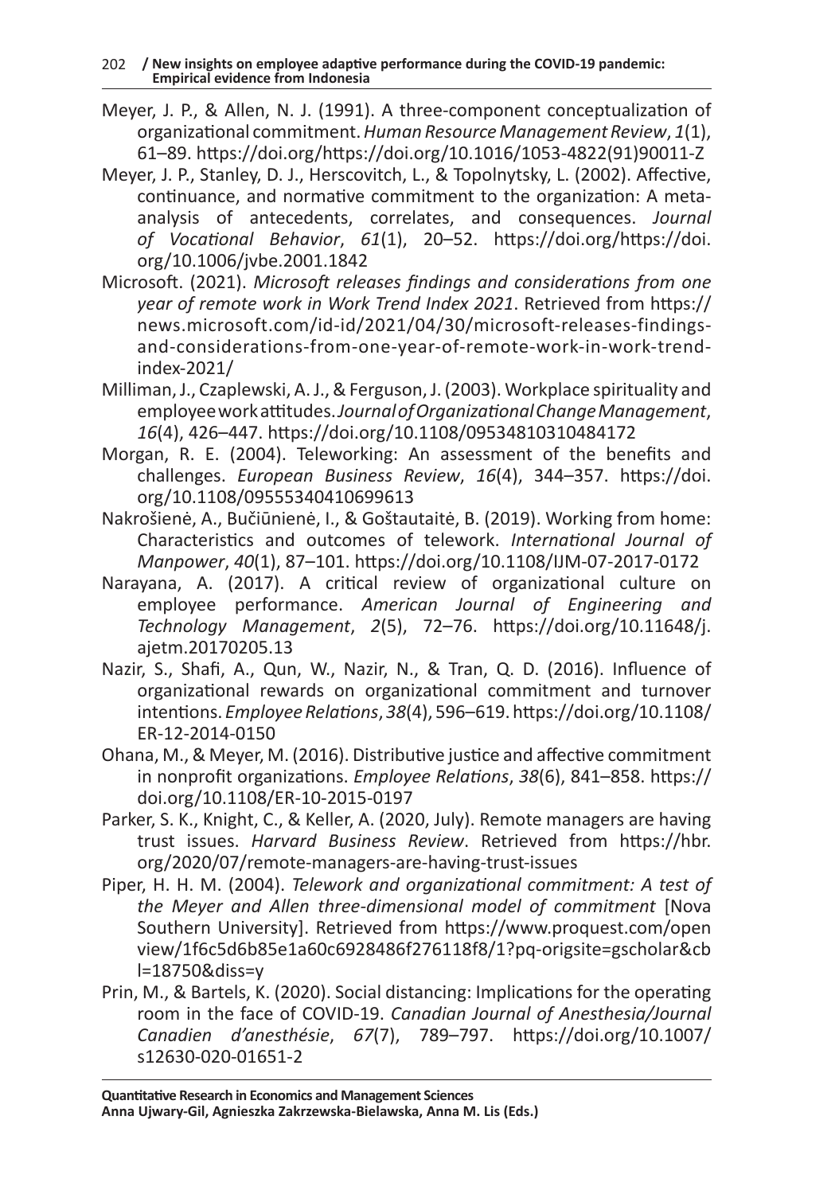Meyer, J. P., & Allen, N. J. (1991). A three-component conceptualization of organizational commitment. *Human Resource Management Review*, *1*(1), 61–89. https://doi.org/https://doi.org/10.1016/1053-4822(91)90011-Z

Meyer, J. P., Stanley, D. J., Herscovitch, L., & Topolnytsky, L. (2002). Affective, continuance, and normative commitment to the organization: A meta-analysis of antecedents, correlates, and consequences. *Journal of Vocational Behavior*, *61*(1), 20–52. https://doi.org/https://doi.org/10.1006/jvbe.2001.1842

Microsoft. (2021). *Microsoft releases findings and considerations from one year of remote work in Work Trend Index 2021*. Retrieved from https://news.microsoft.com/id-id/2021/04/30/microsoft-releases-findings-and-considerations-from-one-year-of-remote-work-in-work-trend-index-2021/

Milliman, J., Czaplewski, A. J., & Ferguson, J. (2003). Workplace spirituality and employee work attitudes. *Journal of Organizational Change Management*, *16*(4), 426–447. https://doi.org/10.1108/09534810310484172

Morgan, R. E. (2004). Teleworking: An assessment of the benefits and challenges. *European Business Review*, *16*(4), 344–357. https://doi.org/10.1108/09555340410699613

Nakrošienė, A., Bučiūnienė, I., & Goštautaitė, B. (2019). Working from home: Characteristics and outcomes of telework. *International Journal of Manpower*, *40*(1), 87–101. https://doi.org/10.1108/IJM-07-2017-0172

Narayana, A. (2017). A critical review of organizational culture on employee performance. *American Journal of Engineering and Technology Management*, *2*(5), 72–76. https://doi.org/10.11648/j.ajetm.20170205.13

Nazir, S., Shafi, A., Qun, W., Nazir, N., & Tran, Q. D. (2016). Influence of organizational rewards on organizational commitment and turnover intentions. *Employee Relations*, *38*(4), 596–619. https://doi.org/10.1108/ER-12-2014-0150

Ohana, M., & Meyer, M. (2016). Distributive justice and affective commitment in nonprofit organizations. *Employee Relations*, *38*(6), 841–858. https://doi.org/10.1108/ER-10-2015-0197

Parker, S. K., Knight, C., & Keller, A. (2020, July). Remote managers are having trust issues. *Harvard Business Review*. Retrieved from https://hbr.org/2020/07/remote-managers-are-having-trust-issues

Piper, H. H. M. (2004). *Telework and organizational commitment: A test of the Meyer and Allen three-dimensional model of commitment* [Nova Southern University]. Retrieved from https://www.proquest.com/openview/1f6c5d6b85e1a60c6928486f276118f8/1?pq-origsite=gscholar&cbl=18750&diss=y

Prin, M., & Bartels, K. (2020). Social distancing: Implications for the operating room in the face of COVID-19. *Canadian Journal of Anesthesia/Journal Canadien d'anesthésie*, *67*(7), 789–797. https://doi.org/10.1007/s12630-020-01651-2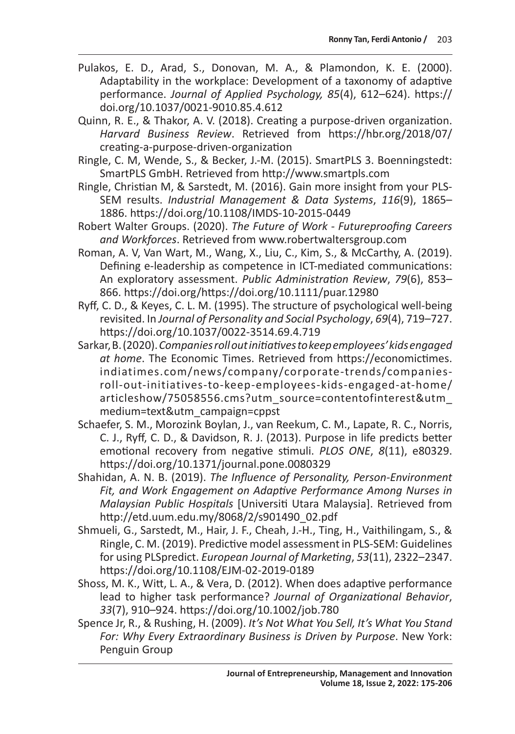Pulakos, E. D., Arad, S., Donovan, M. A., & Plamondon, K. E. (2000). Adaptability in the workplace: Development of a taxonomy of adaptive performance. *Journal of Applied Psychology, 85*(4), 612–624). https://doi.org/10.1037/0021-9010.85.4.612

Quinn, R. E., & Thakor, A. V. (2018). Creating a purpose-driven organization. *Harvard Business Review*. Retrieved from https://hbr.org/2018/07/creating-a-purpose-driven-organization

Ringle, C. M, Wende, S., & Becker, J.-M. (2015). SmartPLS 3. Boenningstedt: SmartPLS GmbH. Retrieved from http://www.smartpls.com

Ringle, Christian M, & Sarstedt, M. (2016). Gain more insight from your PLS-SEM results. *Industrial Management & Data Systems*, *116*(9), 1865–1886. https://doi.org/10.1108/IMDS-10-2015-0449

Robert Walter Groups. (2020). *The Future of Work - Futureproofing Careers and Workforces*. Retrieved from www.robertwaltersgroup.com

Roman, A. V, Van Wart, M., Wang, X., Liu, C., Kim, S., & McCarthy, A. (2019). Defining e-leadership as competence in ICT-mediated communications: An exploratory assessment. *Public Administration Review*, *79*(6), 853–866. https://doi.org/https://doi.org/10.1111/puar.12980

Ryff, C. D., & Keyes, C. L. M. (1995). The structure of psychological well-being revisited. In *Journal of Personality and Social Psychology*, *69*(4), 719–727. https://doi.org/10.1037/0022-3514.69.4.719

Sarkar, B. (2020). *Companies roll out initiatives to keep employees' kids engaged at home*. The Economic Times. Retrieved from https://economictimes.indiatimes.com/news/company/corporate-trends/companies-roll-out-initiatives-to-keep-employees-kids-engaged-at-home/articleshow/75058556.cms?utm_source=contentofinterest&utm_medium=text&utm_campaign=cppst

Schaefer, S. M., Morozink Boylan, J., van Reekum, C. M., Lapate, R. C., Norris, C. J., Ryff, C. D., & Davidson, R. J. (2013). Purpose in life predicts better emotional recovery from negative stimuli. *PLOS ONE*, *8*(11), e80329. https://doi.org/10.1371/journal.pone.0080329

Shahidan, A. N. B. (2019). *The Influence of Personality, Person-Environment Fit, and Work Engagement on Adaptive Performance Among Nurses in Malaysian Public Hospitals* [Universiti Utara Malaysia]. Retrieved from http://etd.uum.edu.my/8068/2/s901490_02.pdf

Shmueli, G., Sarstedt, M., Hair, J. F., Cheah, J.-H., Ting, H., Vaithilingam, S., & Ringle, C. M. (2019). Predictive model assessment in PLS-SEM: Guidelines for using PLSpredict. *European Journal of Marketing*, *53*(11), 2322–2347. https://doi.org/10.1108/EJM-02-2019-0189

Shoss, M. K., Witt, L. A., & Vera, D. (2012). When does adaptive performance lead to higher task performance? *Journal of Organizational Behavior*, *33*(7), 910–924. https://doi.org/10.1002/job.780

Spence Jr, R., & Rushing, H. (2009). *It's Not What You Sell, It's What You Stand For: Why Every Extraordinary Business is Driven by Purpose*. New York: Penguin Group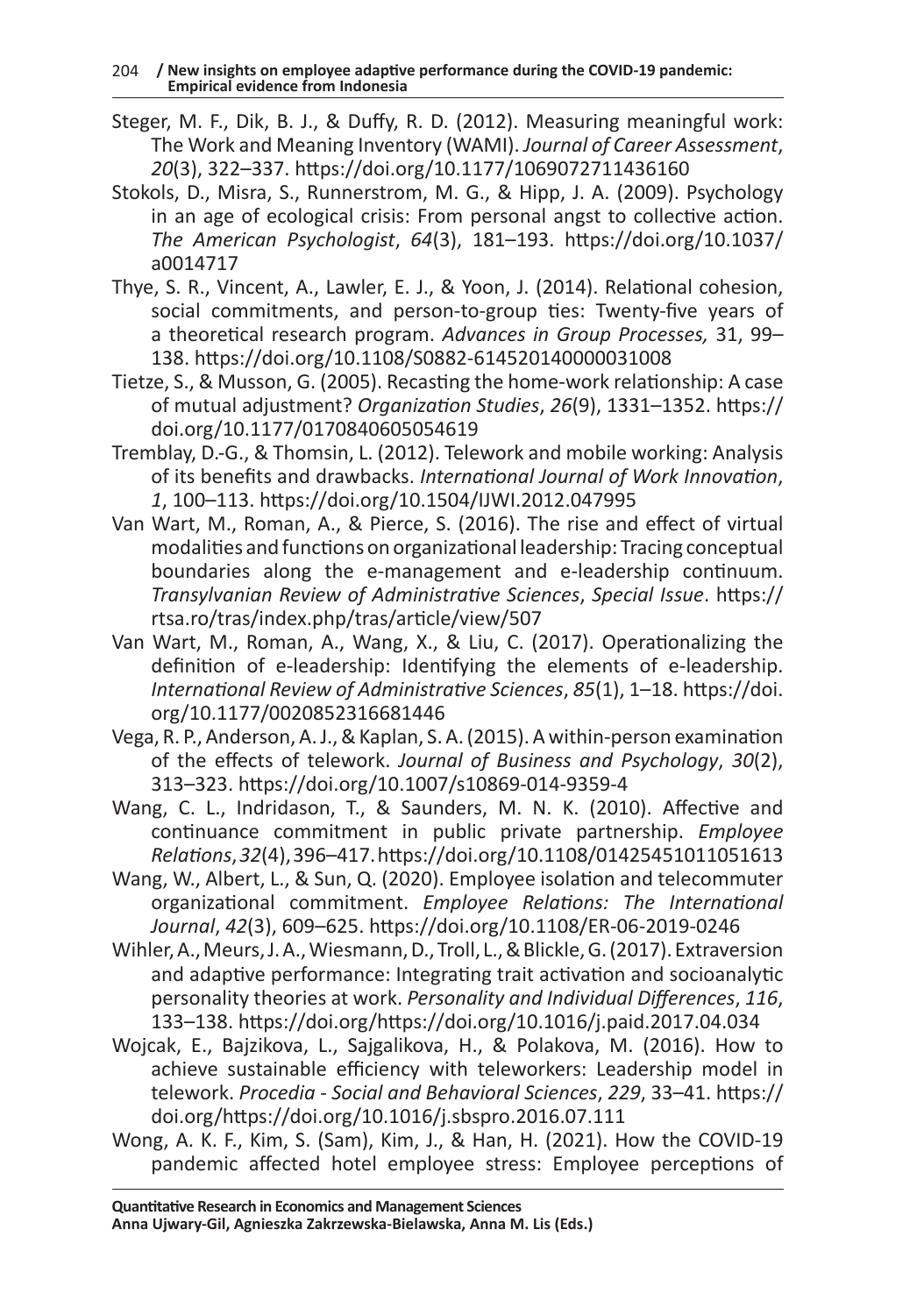Steger, M. F., Dik, B. J., & Duffy, R. D. (2012). Measuring meaningful work: The Work and Meaning Inventory (WAMI). *Journal of Career Assessment*, *20*(3), 322–337. https://doi.org/10.1177/1069072711436160

Stokols, D., Misra, S., Runnerstrom, M. G., & Hipp, J. A. (2009). Psychology in an age of ecological crisis: From personal angst to collective action. *The American Psychologist*, *64*(3), 181–193. https://doi.org/10.1037/a0014717

Thye, S. R., Vincent, A., Lawler, E. J., & Yoon, J. (2014). Relational cohesion, social commitments, and person-to-group ties: Twenty-five years of a theoretical research program. *Advances in Group Processes,* 31, 99–138. https://doi.org/10.1108/S0882-614520140000031008

Tietze, S., & Musson, G. (2005). Recasting the home-work relationship: A case of mutual adjustment? *Organization Studies*, *26*(9), 1331–1352. https://doi.org/10.1177/0170840605054619

Tremblay, D.-G., & Thomsin, L. (2012). Telework and mobile working: Analysis of its benefits and drawbacks. *International Journal of Work Innovation*, *1*, 100–113. https://doi.org/10.1504/IJWI.2012.047995

Van Wart, M., Roman, A., & Pierce, S. (2016). The rise and effect of virtual modalities and functions on organizational leadership: Tracing conceptual boundaries along the e-management and e-leadership continuum. *Transylvanian Review of Administrative Sciences*, *Special Issue*. https://rtsa.ro/tras/index.php/tras/article/view/507

Van Wart, M., Roman, A., Wang, X., & Liu, C. (2017). Operationalizing the definition of e-leadership: Identifying the elements of e-leadership. *International Review of Administrative Sciences*, *85*(1), 1–18. https://doi.org/10.1177/0020852316681446

Vega, R. P., Anderson, A. J., & Kaplan, S. A. (2015). A within-person examination of the effects of telework. *Journal of Business and Psychology*, *30*(2), 313–323. https://doi.org/10.1007/s10869-014-9359-4

Wang, C. L., Indridason, T., & Saunders, M. N. K. (2010). Affective and continuance commitment in public private partnership. *Employee Relations*, *32*(4), 396–417. https://doi.org/10.1108/01425451011051613

Wang, W., Albert, L., & Sun, Q. (2020). Employee isolation and telecommuter organizational commitment. *Employee Relations: The International Journal*, *42*(3), 609–625. https://doi.org/10.1108/ER-06-2019-0246

Wihler, A., Meurs, J. A., Wiesmann, D., Troll, L., & Blickle, G. (2017). Extraversion and adaptive performance: Integrating trait activation and socioanalytic personality theories at work. *Personality and Individual Differences*, *116*, 133–138. https://doi.org/https://doi.org/10.1016/j.paid.2017.04.034

Wojcak, E., Bajzikova, L., Sajgalikova, H., & Polakova, M. (2016). How to achieve sustainable efficiency with teleworkers: Leadership model in telework. *Procedia - Social and Behavioral Sciences*, *229*, 33–41. https://doi.org/https://doi.org/10.1016/j.sbspro.2016.07.111

Wong, A. K. F., Kim, S. (Sam), Kim, J., & Han, H. (2021). How the COVID-19 pandemic affected hotel employee stress: Employee perceptions of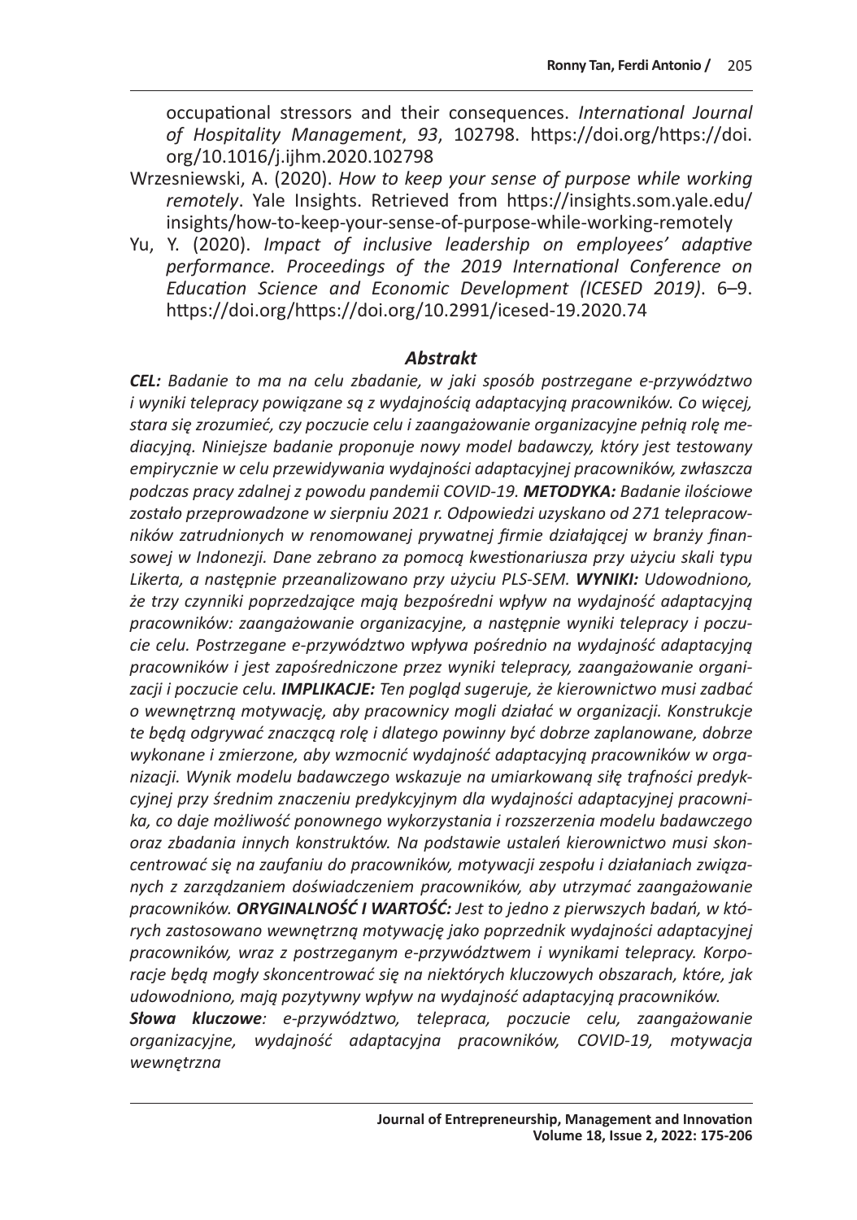occupational stressors and their consequences. *International Journal of Hospitality Management*, *93*, 102798. https://doi.org/https://doi.org/10.1016/j.ijhm.2020.102798

Wrzesniewski, A. (2020). *How to keep your sense of purpose while working remotely*. Yale Insights. Retrieved from https://insights.som.yale.edu/insights/how-to-keep-your-sense-of-purpose-while-working-remotely

Yu, Y. (2020). *Impact of inclusive leadership on employees' adaptive performance. Proceedings of the 2019 International Conference on Education Science and Economic Development (ICESED 2019)*. 6–9. https://doi.org/https://doi.org/10.2991/icesed-19.2020.74

## *Abstrakt*

***CEL:*** *Badanie to ma na celu zbadanie, w jaki sposób postrzegane e-przywództwo i wyniki telepracy powiązane są z wydajnością adaptacyjną pracowników. Co więcej, stara się zrozumieć, czy poczucie celu i zaangażowanie organizacyjne pełnią rolę mediacyjną. Niniejsze badanie proponuje nowy model badawczy, który jest testowany empirycznie w celu przewidywania wydajności adaptacyjnej pracowników, zwłaszcza podczas pracy zdalnej z powodu pandemii COVID-19.* ***METODYKA:*** *Badanie ilościowe zostało przeprowadzone w sierpniu 2021 r. Odpowiedzi uzyskano od 271 telepracowników zatrudnionych w renomowanej prywatnej firmie działającej w branży finansowej w Indonezji. Dane zebrano za pomocą kwestionariusza przy użyciu skali typu Likerta, a następnie przeanalizowano przy użyciu PLS-SEM.* ***WYNIKI:*** *Udowodniono, że trzy czynniki poprzedzające mają bezpośredni wpływ na wydajność adaptacyjną pracowników: zaangażowanie organizacyjne, a następnie wyniki telepracy i poczucie celu. Postrzegane e-przywództwo wpływa pośrednio na wydajność adaptacyjną pracowników i jest zapośredniczone przez wyniki telepracy, zaangażowanie organizacji i poczucie celu.* ***IMPLIKACJE:*** *Ten pogląd sugeruje, że kierownictwo musi zadbać o wewnętrzną motywację, aby pracownicy mogli działać w organizacji. Konstrukcje te będą odgrywać znaczącą rolę i dlatego powinny być dobrze zaplanowane, dobrze wykonane i zmierzone, aby wzmocnić wydajność adaptacyjną pracowników w organizacji. Wynik modelu badawczego wskazuje na umiarkowaną siłę trafności predykcyjnej przy średnim znaczeniu predykcyjnym dla wydajności adaptacyjnej pracownika, co daje możliwość ponownego wykorzystania i rozszerzenia modelu badawczego oraz zbadania innych konstruktów. Na podstawie ustaleń kierownictwo musi skoncentrować się na zaufaniu do pracowników, motywacji zespołu i działaniach związanych z zarządzaniem doświadczeniem pracowników, aby utrzymać zaangażowanie pracowników.* ***ORYGINALNOŚĆ I WARTOŚĆ:*** *Jest to jedno z pierwszych badań, w których zastosowano wewnętrzną motywację jako poprzednik wydajności adaptacyjnej pracowników, wraz z postrzeganym e-przywództwem i wynikami telepracy. Korporacje będą mogły skoncentrować się na niektórych kluczowych obszarach, które, jak udowodniono, mają pozytywny wpływ na wydajność adaptacyjną pracowników.*

***Słowa kluczowe****: e-przywództwo, telepraca, poczucie celu, zaangażowanie organizacyjne, wydajność adaptacyjna pracowników, COVID-19, motywacja wewnętrzna*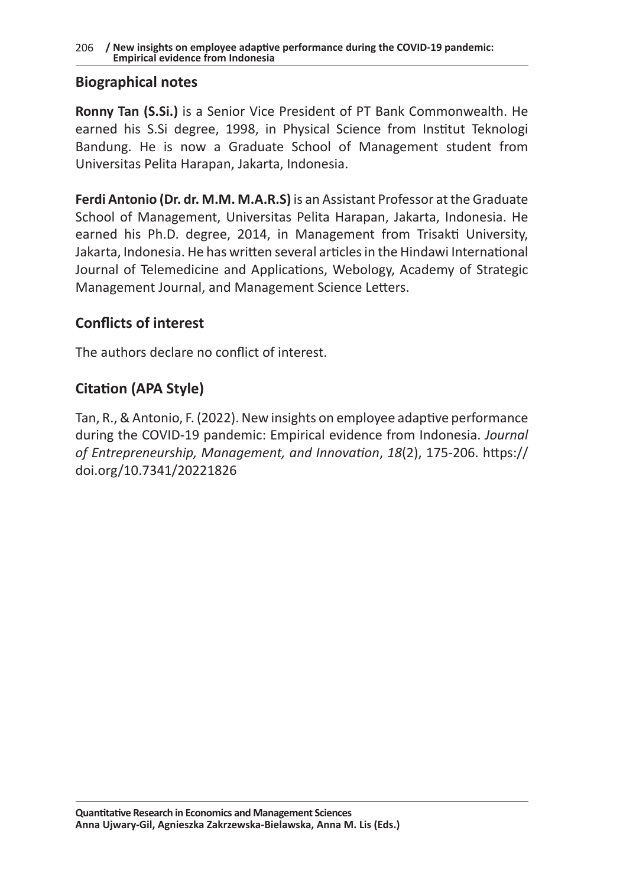## Biographical notes

**Ronny Tan (S.Si.)** is a Senior Vice President of PT Bank Commonwealth. He earned his S.Si degree, 1998, in Physical Science from Institut Teknologi Bandung. He is now a Graduate School of Management student from Universitas Pelita Harapan, Jakarta, Indonesia.

**Ferdi Antonio (Dr. dr. M.M. M.A.R.S)** is an Assistant Professor at the Graduate School of Management, Universitas Pelita Harapan, Jakarta, Indonesia. He earned his Ph.D. degree, 2014, in Management from Trisakti University, Jakarta, Indonesia. He has written several articles in the Hindawi International Journal of Telemedicine and Applications, Webology, Academy of Strategic Management Journal, and Management Science Letters.

## Conflicts of interest

The authors declare no conflict of interest.

## Citation (APA Style)

Tan, R., & Antonio, F. (2022). New insights on employee adaptive performance during the COVID-19 pandemic: Empirical evidence from Indonesia. *Journal of Entrepreneurship, Management, and Innovation*, *18*(2), 175-206. https://doi.org/10.7341/20221826